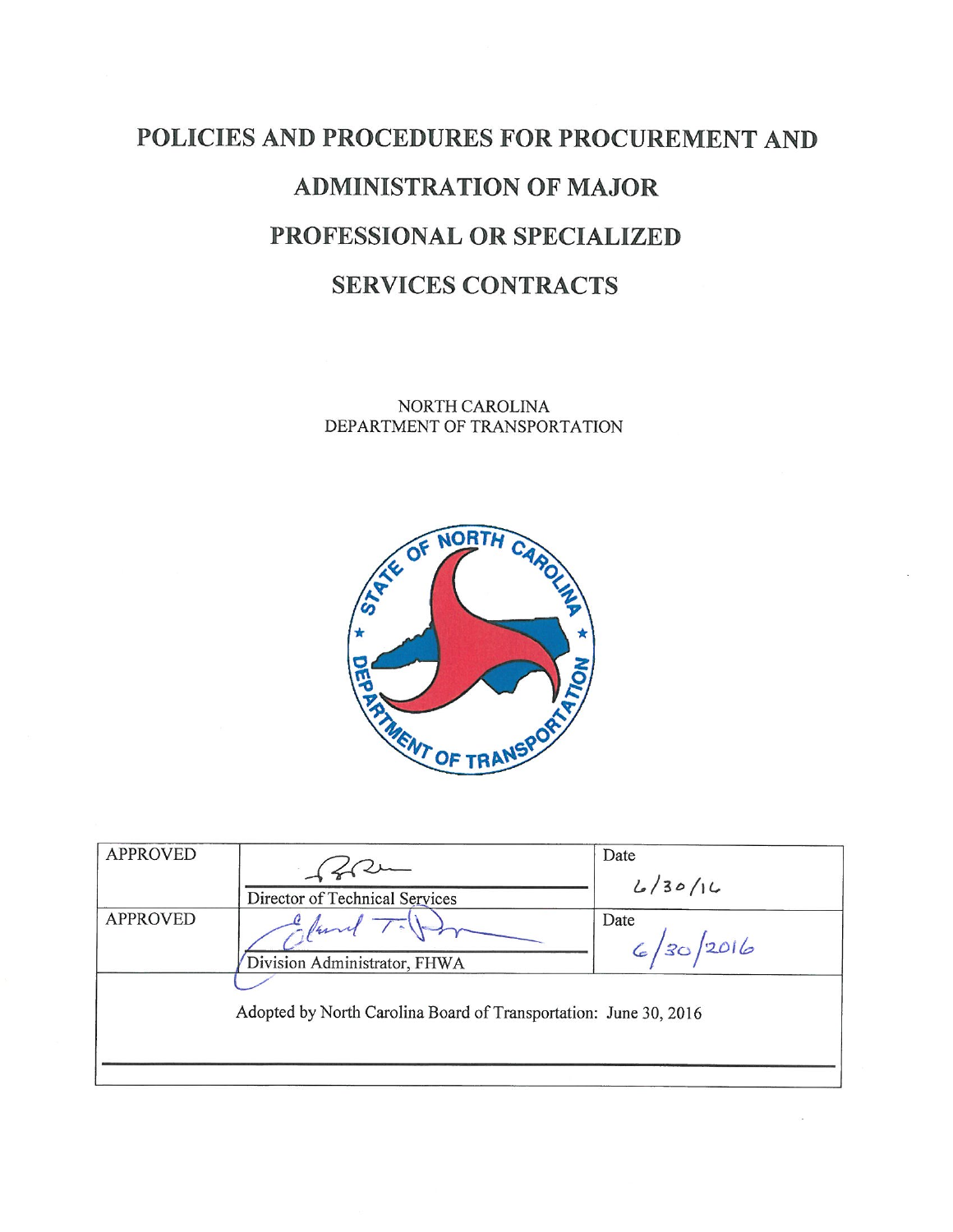# POLICIES AND PROCEDURES FOR PROCUREMENT AND ADMINISTRATION OF MAJOR PROFESSIONAL OR SPECIALIZED SERVICES CONTRACTS

NORTH CAROLINA
DEPARTMENT OF TRANSPORTATION

| | | |
|---|---|---|
| APPROVED | Director of Technical Services | Date 6/30/16 |
| APPROVED | Division Administrator, FHWA | Date 6/30/2016 |

Adopted by North Carolina Board of Transportation: June 30, 2016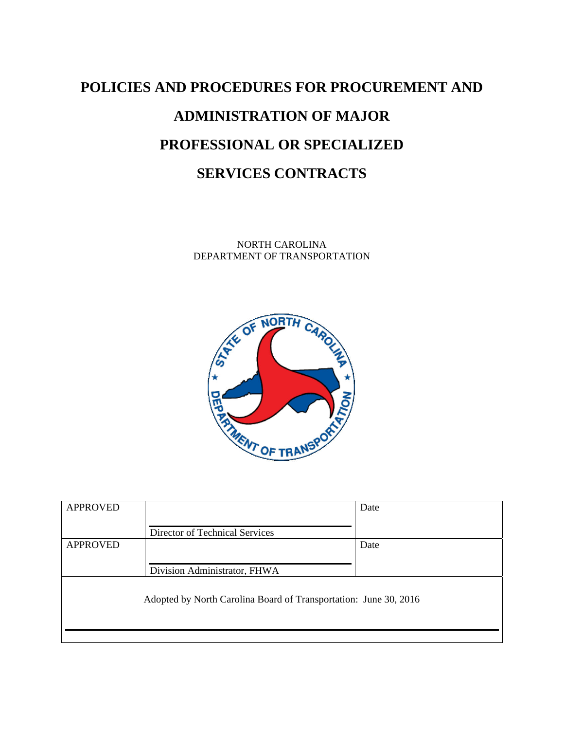# POLICIES AND PROCEDURES FOR PROCUREMENT AND ADMINISTRATION OF MAJOR PROFESSIONAL OR SPECIALIZED SERVICES CONTRACTS

NORTH CAROLINA
DEPARTMENT OF TRANSPORTATION

| | | |
|---|---|---|
| APPROVED | Director of Technical Services | Date |
| APPROVED | Division Administrator, FHWA | Date |

Adopted by North Carolina Board of Transportation: June 30, 2016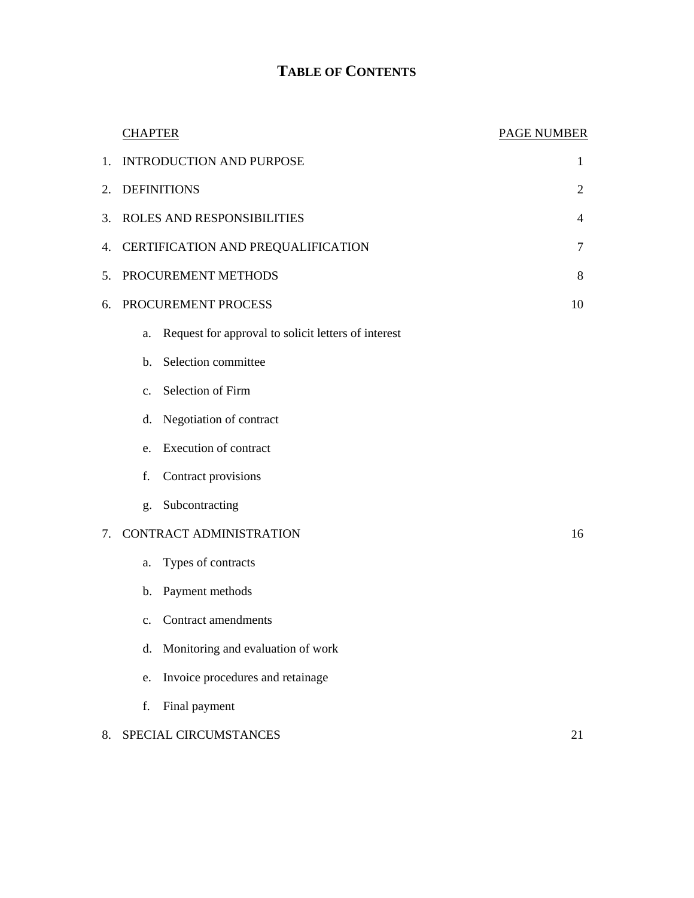# TABLE OF CONTENTS

| CHAPTER | PAGE NUMBER |
|---|---|
| 1. INTRODUCTION AND PURPOSE | 1 |
| 2. DEFINITIONS | 2 |
| 3. ROLES AND RESPONSIBILITIES | 4 |
| 4. CERTIFICATION AND PREQUALIFICATION | 7 |
| 5. PROCUREMENT METHODS | 8 |
| 6. PROCUREMENT PROCESS | 10 |
| a. Request for approval to solicit letters of interest | |
| b. Selection committee | |
| c. Selection of Firm | |
| d. Negotiation of contract | |
| e. Execution of contract | |
| f. Contract provisions | |
| g. Subcontracting | |
| 7. CONTRACT ADMINISTRATION | 16 |
| a. Types of contracts | |
| b. Payment methods | |
| c. Contract amendments | |
| d. Monitoring and evaluation of work | |
| e. Invoice procedures and retainage | |
| f. Final payment | |
| 8. SPECIAL CIRCUMSTANCES | 21 |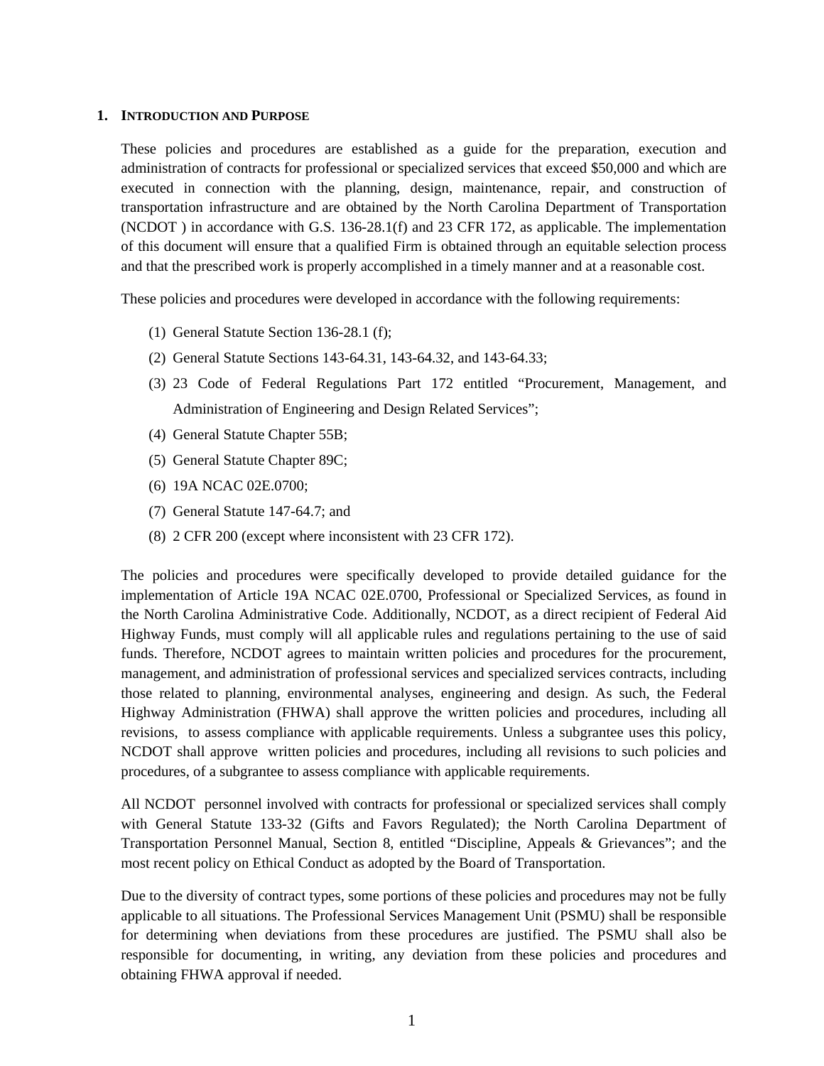## 1. Introduction and Purpose

These policies and procedures are established as a guide for the preparation, execution and administration of contracts for professional or specialized services that exceed $50,000 and which are executed in connection with the planning, design, maintenance, repair, and construction of transportation infrastructure and are obtained by the North Carolina Department of Transportation (NCDOT ) in accordance with G.S. 136-28.1(f) and 23 CFR 172, as applicable. The implementation of this document will ensure that a qualified Firm is obtained through an equitable selection process and that the prescribed work is properly accomplished in a timely manner and at a reasonable cost.

These policies and procedures were developed in accordance with the following requirements:

(1) General Statute Section 136-28.1 (f);

(2) General Statute Sections 143-64.31, 143-64.32, and 143-64.33;

(3) 23 Code of Federal Regulations Part 172 entitled "Procurement, Management, and Administration of Engineering and Design Related Services";

(4) General Statute Chapter 55B;

(5) General Statute Chapter 89C;

(6) 19A NCAC 02E.0700;

(7) General Statute 147-64.7; and

(8) 2 CFR 200 (except where inconsistent with 23 CFR 172).

The policies and procedures were specifically developed to provide detailed guidance for the implementation of Article 19A NCAC 02E.0700, Professional or Specialized Services, as found in the North Carolina Administrative Code. Additionally, NCDOT, as a direct recipient of Federal Aid Highway Funds, must comply will all applicable rules and regulations pertaining to the use of said funds. Therefore, NCDOT agrees to maintain written policies and procedures for the procurement, management, and administration of professional services and specialized services contracts, including those related to planning, environmental analyses, engineering and design. As such, the Federal Highway Administration (FHWA) shall approve the written policies and procedures, including all revisions, to assess compliance with applicable requirements. Unless a subgrantee uses this policy, NCDOT shall approve written policies and procedures, including all revisions to such policies and procedures, of a subgrantee to assess compliance with applicable requirements.

All NCDOT personnel involved with contracts for professional or specialized services shall comply with General Statute 133-32 (Gifts and Favors Regulated); the North Carolina Department of Transportation Personnel Manual, Section 8, entitled "Discipline, Appeals & Grievances"; and the most recent policy on Ethical Conduct as adopted by the Board of Transportation.

Due to the diversity of contract types, some portions of these policies and procedures may not be fully applicable to all situations. The Professional Services Management Unit (PSMU) shall be responsible for determining when deviations from these procedures are justified. The PSMU shall also be responsible for documenting, in writing, any deviation from these policies and procedures and obtaining FHWA approval if needed.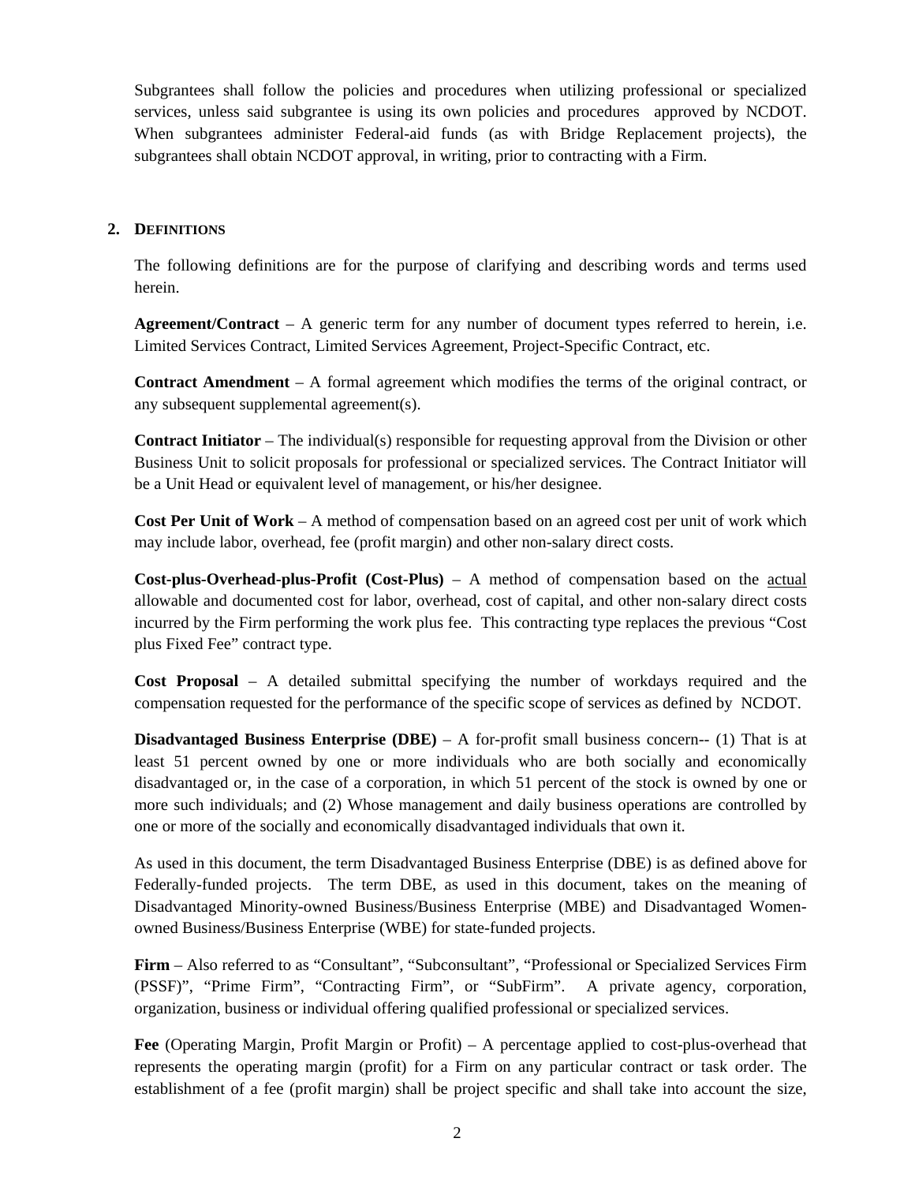Subgrantees shall follow the policies and procedures when utilizing professional or specialized services, unless said subgrantee is using its own policies and procedures approved by NCDOT. When subgrantees administer Federal-aid funds (as with Bridge Replacement projects), the subgrantees shall obtain NCDOT approval, in writing, prior to contracting with a Firm.

## 2. DEFINITIONS

The following definitions are for the purpose of clarifying and describing words and terms used herein.

**Agreement/Contract** – A generic term for any number of document types referred to herein, i.e. Limited Services Contract, Limited Services Agreement, Project-Specific Contract, etc.

**Contract Amendment** – A formal agreement which modifies the terms of the original contract, or any subsequent supplemental agreement(s).

**Contract Initiator** – The individual(s) responsible for requesting approval from the Division or other Business Unit to solicit proposals for professional or specialized services. The Contract Initiator will be a Unit Head or equivalent level of management, or his/her designee.

**Cost Per Unit of Work** – A method of compensation based on an agreed cost per unit of work which may include labor, overhead, fee (profit margin) and other non-salary direct costs.

**Cost-plus-Overhead-plus-Profit (Cost-Plus)** – A method of compensation based on the actual allowable and documented cost for labor, overhead, cost of capital, and other non-salary direct costs incurred by the Firm performing the work plus fee. This contracting type replaces the previous "Cost plus Fixed Fee" contract type.

**Cost Proposal** – A detailed submittal specifying the number of workdays required and the compensation requested for the performance of the specific scope of services as defined by NCDOT.

**Disadvantaged Business Enterprise (DBE)** – A for-profit small business concern-- (1) That is at least 51 percent owned by one or more individuals who are both socially and economically disadvantaged or, in the case of a corporation, in which 51 percent of the stock is owned by one or more such individuals; and (2) Whose management and daily business operations are controlled by one or more of the socially and economically disadvantaged individuals that own it.

As used in this document, the term Disadvantaged Business Enterprise (DBE) is as defined above for Federally-funded projects. The term DBE, as used in this document, takes on the meaning of Disadvantaged Minority-owned Business/Business Enterprise (MBE) and Disadvantaged Women-owned Business/Business Enterprise (WBE) for state-funded projects.

**Firm** – Also referred to as "Consultant", "Subconsultant", "Professional or Specialized Services Firm (PSSF)", "Prime Firm", "Contracting Firm", or "SubFirm". A private agency, corporation, organization, business or individual offering qualified professional or specialized services.

**Fee** (Operating Margin, Profit Margin or Profit) – A percentage applied to cost-plus-overhead that represents the operating margin (profit) for a Firm on any particular contract or task order. The establishment of a fee (profit margin) shall be project specific and shall take into account the size,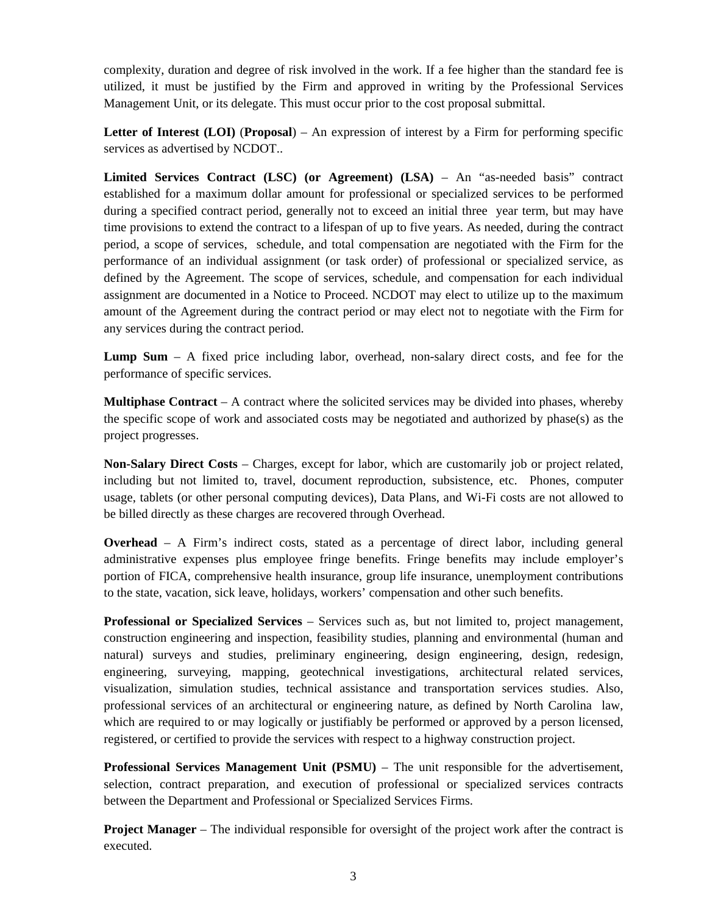complexity, duration and degree of risk involved in the work. If a fee higher than the standard fee is utilized, it must be justified by the Firm and approved in writing by the Professional Services Management Unit, or its delegate. This must occur prior to the cost proposal submittal.

**Letter of Interest (LOI)** (**Proposal**) – An expression of interest by a Firm for performing specific services as advertised by NCDOT..

**Limited Services Contract (LSC) (or Agreement) (LSA)** – An "as-needed basis" contract established for a maximum dollar amount for professional or specialized services to be performed during a specified contract period, generally not to exceed an initial three year term, but may have time provisions to extend the contract to a lifespan of up to five years. As needed, during the contract period, a scope of services, schedule, and total compensation are negotiated with the Firm for the performance of an individual assignment (or task order) of professional or specialized service, as defined by the Agreement. The scope of services, schedule, and compensation for each individual assignment are documented in a Notice to Proceed. NCDOT may elect to utilize up to the maximum amount of the Agreement during the contract period or may elect not to negotiate with the Firm for any services during the contract period.

**Lump Sum** – A fixed price including labor, overhead, non-salary direct costs, and fee for the performance of specific services.

**Multiphase Contract** – A contract where the solicited services may be divided into phases, whereby the specific scope of work and associated costs may be negotiated and authorized by phase(s) as the project progresses.

**Non-Salary Direct Costs** – Charges, except for labor, which are customarily job or project related, including but not limited to, travel, document reproduction, subsistence, etc. Phones, computer usage, tablets (or other personal computing devices), Data Plans, and Wi-Fi costs are not allowed to be billed directly as these charges are recovered through Overhead.

**Overhead** – A Firm's indirect costs, stated as a percentage of direct labor, including general administrative expenses plus employee fringe benefits. Fringe benefits may include employer's portion of FICA, comprehensive health insurance, group life insurance, unemployment contributions to the state, vacation, sick leave, holidays, workers' compensation and other such benefits.

**Professional or Specialized Services** – Services such as, but not limited to, project management, construction engineering and inspection, feasibility studies, planning and environmental (human and natural) surveys and studies, preliminary engineering, design engineering, design, redesign, engineering, surveying, mapping, geotechnical investigations, architectural related services, visualization, simulation studies, technical assistance and transportation services studies. Also, professional services of an architectural or engineering nature, as defined by North Carolina law, which are required to or may logically or justifiably be performed or approved by a person licensed, registered, or certified to provide the services with respect to a highway construction project.

**Professional Services Management Unit (PSMU)** – The unit responsible for the advertisement, selection, contract preparation, and execution of professional or specialized services contracts between the Department and Professional or Specialized Services Firms.

**Project Manager** – The individual responsible for oversight of the project work after the contract is executed.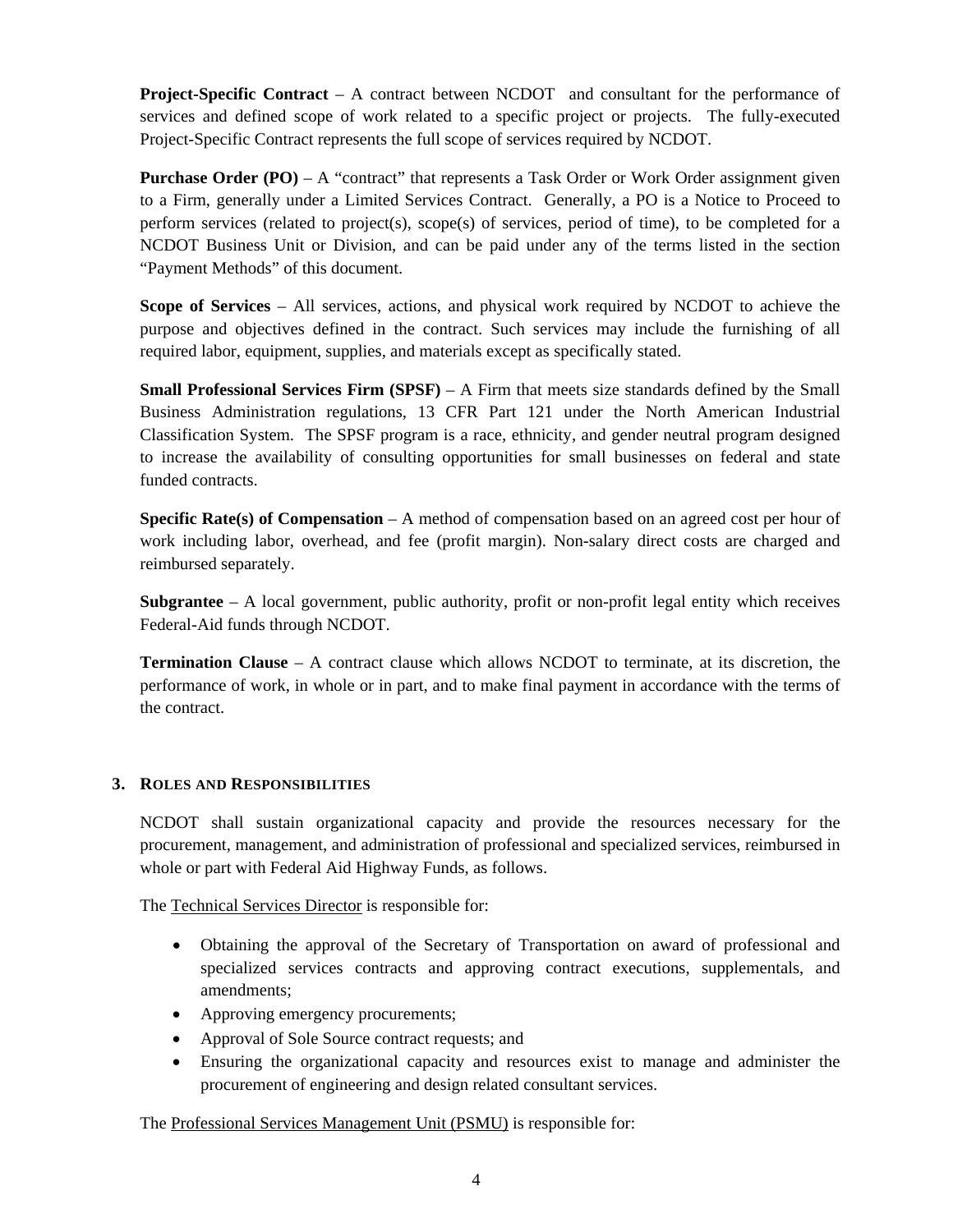**Project-Specific Contract** – A contract between NCDOT and consultant for the performance of services and defined scope of work related to a specific project or projects. The fully-executed Project-Specific Contract represents the full scope of services required by NCDOT.

**Purchase Order (PO)** – A "contract" that represents a Task Order or Work Order assignment given to a Firm, generally under a Limited Services Contract. Generally, a PO is a Notice to Proceed to perform services (related to project(s), scope(s) of services, period of time), to be completed for a NCDOT Business Unit or Division, and can be paid under any of the terms listed in the section "Payment Methods" of this document.

**Scope of Services** – All services, actions, and physical work required by NCDOT to achieve the purpose and objectives defined in the contract. Such services may include the furnishing of all required labor, equipment, supplies, and materials except as specifically stated.

**Small Professional Services Firm (SPSF)** – A Firm that meets size standards defined by the Small Business Administration regulations, 13 CFR Part 121 under the North American Industrial Classification System. The SPSF program is a race, ethnicity, and gender neutral program designed to increase the availability of consulting opportunities for small businesses on federal and state funded contracts.

**Specific Rate(s) of Compensation** – A method of compensation based on an agreed cost per hour of work including labor, overhead, and fee (profit margin). Non-salary direct costs are charged and reimbursed separately.

**Subgrantee** – A local government, public authority, profit or non-profit legal entity which receives Federal-Aid funds through NCDOT.

**Termination Clause** – A contract clause which allows NCDOT to terminate, at its discretion, the performance of work, in whole or in part, and to make final payment in accordance with the terms of the contract.

## 3. Roles and Responsibilities

NCDOT shall sustain organizational capacity and provide the resources necessary for the procurement, management, and administration of professional and specialized services, reimbursed in whole or part with Federal Aid Highway Funds, as follows.

The Technical Services Director is responsible for:

- Obtaining the approval of the Secretary of Transportation on award of professional and specialized services contracts and approving contract executions, supplementals, and amendments;
- Approving emergency procurements;
- Approval of Sole Source contract requests; and
- Ensuring the organizational capacity and resources exist to manage and administer the procurement of engineering and design related consultant services.

The Professional Services Management Unit (PSMU) is responsible for: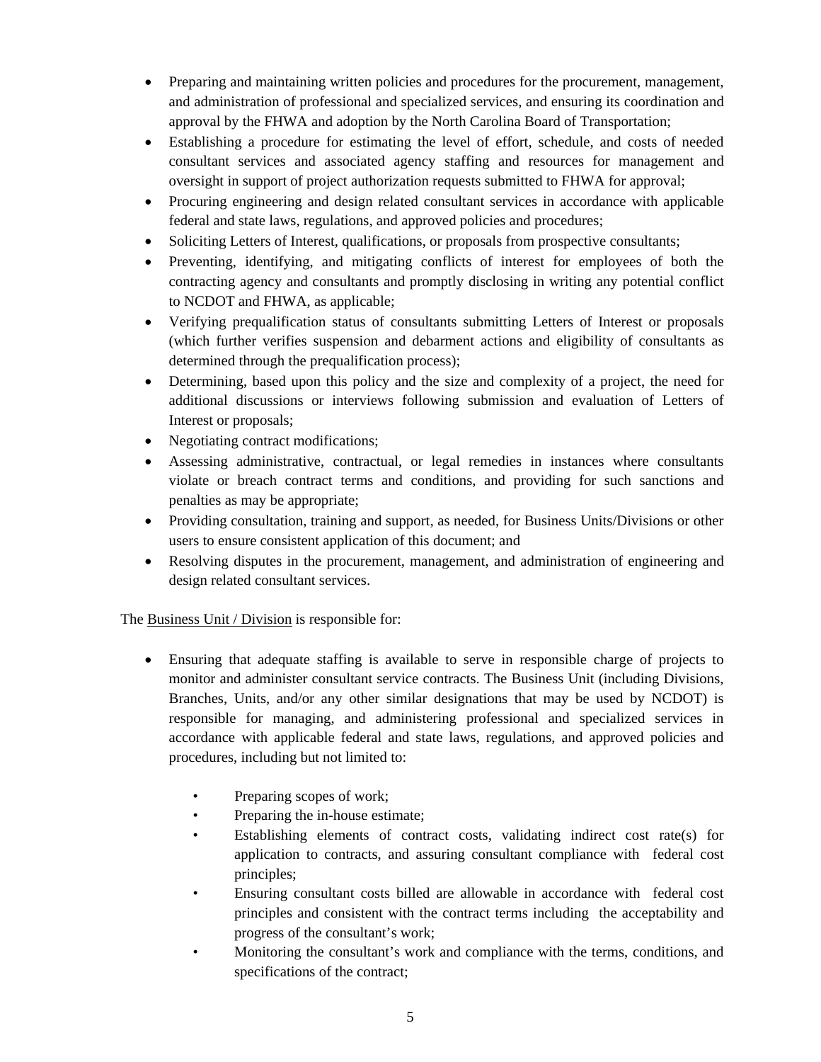- Preparing and maintaining written policies and procedures for the procurement, management, and administration of professional and specialized services, and ensuring its coordination and approval by the FHWA and adoption by the North Carolina Board of Transportation;
- Establishing a procedure for estimating the level of effort, schedule, and costs of needed consultant services and associated agency staffing and resources for management and oversight in support of project authorization requests submitted to FHWA for approval;
- Procuring engineering and design related consultant services in accordance with applicable federal and state laws, regulations, and approved policies and procedures;
- Soliciting Letters of Interest, qualifications, or proposals from prospective consultants;
- Preventing, identifying, and mitigating conflicts of interest for employees of both the contracting agency and consultants and promptly disclosing in writing any potential conflict to NCDOT and FHWA, as applicable;
- Verifying prequalification status of consultants submitting Letters of Interest or proposals (which further verifies suspension and debarment actions and eligibility of consultants as determined through the prequalification process);
- Determining, based upon this policy and the size and complexity of a project, the need for additional discussions or interviews following submission and evaluation of Letters of Interest or proposals;
- Negotiating contract modifications;
- Assessing administrative, contractual, or legal remedies in instances where consultants violate or breach contract terms and conditions, and providing for such sanctions and penalties as may be appropriate;
- Providing consultation, training and support, as needed, for Business Units/Divisions or other users to ensure consistent application of this document; and
- Resolving disputes in the procurement, management, and administration of engineering and design related consultant services.

The Business Unit / Division is responsible for:

- Ensuring that adequate staffing is available to serve in responsible charge of projects to monitor and administer consultant service contracts. The Business Unit (including Divisions, Branches, Units, and/or any other similar designations that may be used by NCDOT) is responsible for managing, and administering professional and specialized services in accordance with applicable federal and state laws, regulations, and approved policies and procedures, including but not limited to:
  - Preparing scopes of work;
  - Preparing the in-house estimate;
  - Establishing elements of contract costs, validating indirect cost rate(s) for application to contracts, and assuring consultant compliance with federal cost principles;
  - Ensuring consultant costs billed are allowable in accordance with federal cost principles and consistent with the contract terms including the acceptability and progress of the consultant's work;
  - Monitoring the consultant's work and compliance with the terms, conditions, and specifications of the contract;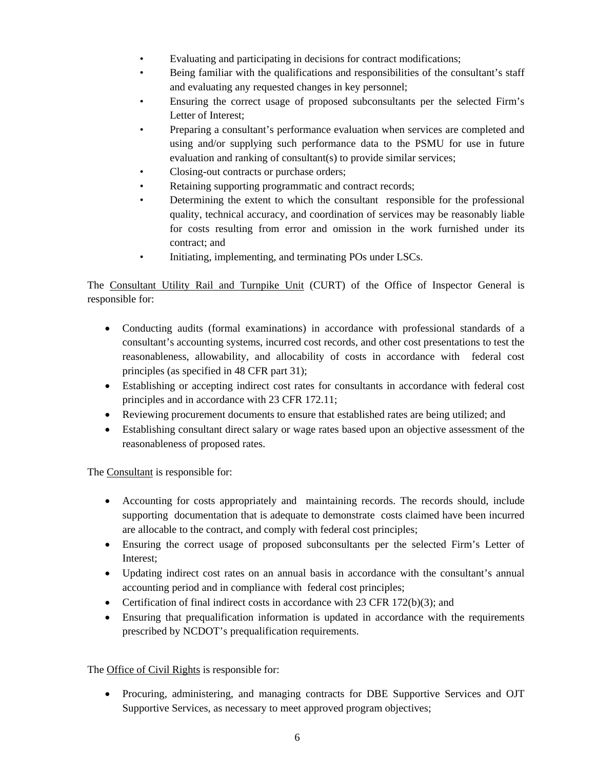- Evaluating and participating in decisions for contract modifications;
- Being familiar with the qualifications and responsibilities of the consultant's staff and evaluating any requested changes in key personnel;
- Ensuring the correct usage of proposed subconsultants per the selected Firm's Letter of Interest;
- Preparing a consultant's performance evaluation when services are completed and using and/or supplying such performance data to the PSMU for use in future evaluation and ranking of consultant(s) to provide similar services;
- Closing-out contracts or purchase orders;
- Retaining supporting programmatic and contract records;
- Determining the extent to which the consultant responsible for the professional quality, technical accuracy, and coordination of services may be reasonably liable for costs resulting from error and omission in the work furnished under its contract; and
- Initiating, implementing, and terminating POs under LSCs.

The Consultant Utility Rail and Turnpike Unit (CURT) of the Office of Inspector General is responsible for:

- Conducting audits (formal examinations) in accordance with professional standards of a consultant's accounting systems, incurred cost records, and other cost presentations to test the reasonableness, allowability, and allocability of costs in accordance with federal cost principles (as specified in 48 CFR part 31);
- Establishing or accepting indirect cost rates for consultants in accordance with federal cost principles and in accordance with 23 CFR 172.11;
- Reviewing procurement documents to ensure that established rates are being utilized; and
- Establishing consultant direct salary or wage rates based upon an objective assessment of the reasonableness of proposed rates.

The Consultant is responsible for:

- Accounting for costs appropriately and maintaining records. The records should, include supporting documentation that is adequate to demonstrate costs claimed have been incurred are allocable to the contract, and comply with federal cost principles;
- Ensuring the correct usage of proposed subconsultants per the selected Firm's Letter of Interest;
- Updating indirect cost rates on an annual basis in accordance with the consultant's annual accounting period and in compliance with federal cost principles;
- Certification of final indirect costs in accordance with 23 CFR 172(b)(3); and
- Ensuring that prequalification information is updated in accordance with the requirements prescribed by NCDOT's prequalification requirements.

The Office of Civil Rights is responsible for:

- Procuring, administering, and managing contracts for DBE Supportive Services and OJT Supportive Services, as necessary to meet approved program objectives;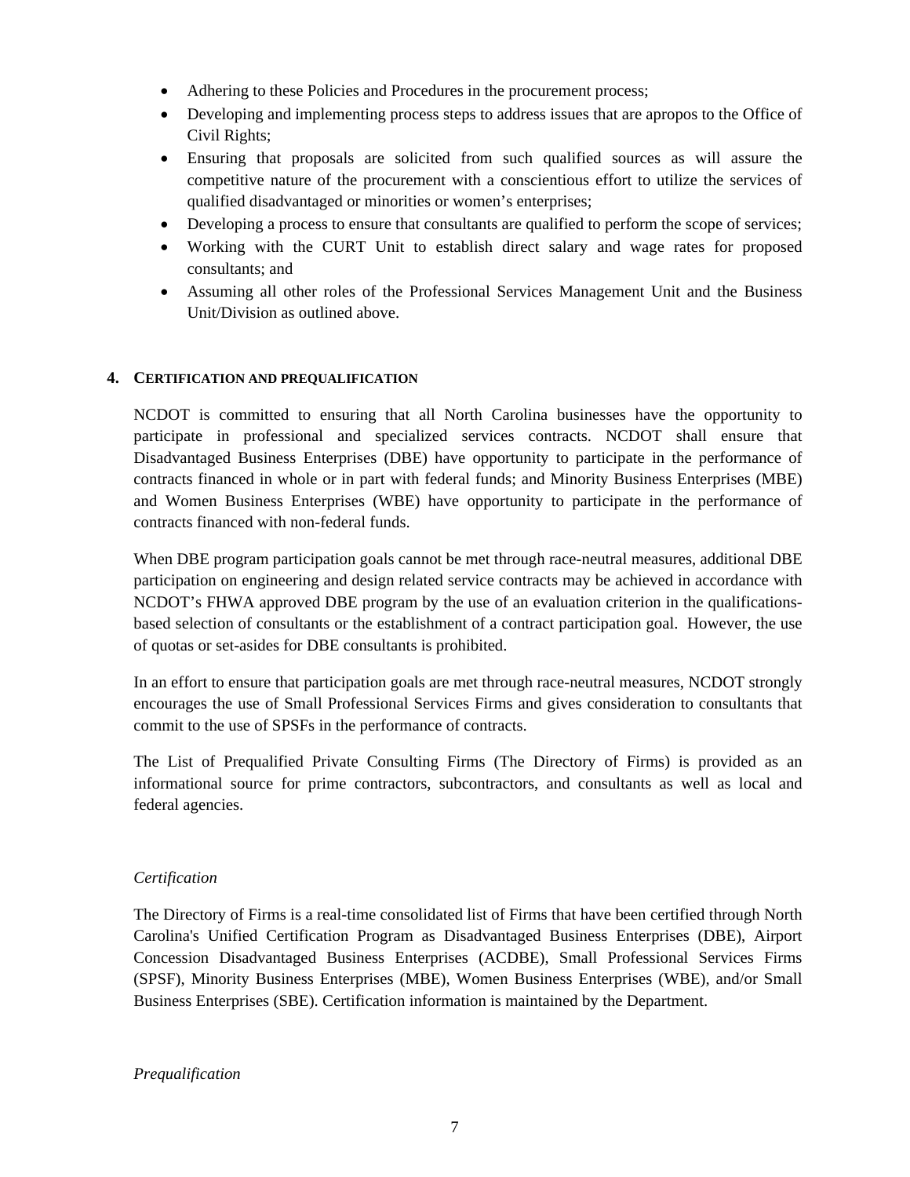- Adhering to these Policies and Procedures in the procurement process;
- Developing and implementing process steps to address issues that are apropos to the Office of Civil Rights;
- Ensuring that proposals are solicited from such qualified sources as will assure the competitive nature of the procurement with a conscientious effort to utilize the services of qualified disadvantaged or minorities or women's enterprises;
- Developing a process to ensure that consultants are qualified to perform the scope of services;
- Working with the CURT Unit to establish direct salary and wage rates for proposed consultants; and
- Assuming all other roles of the Professional Services Management Unit and the Business Unit/Division as outlined above.

## 4. CERTIFICATION AND PREQUALIFICATION

NCDOT is committed to ensuring that all North Carolina businesses have the opportunity to participate in professional and specialized services contracts. NCDOT shall ensure that Disadvantaged Business Enterprises (DBE) have opportunity to participate in the performance of contracts financed in whole or in part with federal funds; and Minority Business Enterprises (MBE) and Women Business Enterprises (WBE) have opportunity to participate in the performance of contracts financed with non-federal funds.

When DBE program participation goals cannot be met through race-neutral measures, additional DBE participation on engineering and design related service contracts may be achieved in accordance with NCDOT's FHWA approved DBE program by the use of an evaluation criterion in the qualifications-based selection of consultants or the establishment of a contract participation goal. However, the use of quotas or set-asides for DBE consultants is prohibited.

In an effort to ensure that participation goals are met through race-neutral measures, NCDOT strongly encourages the use of Small Professional Services Firms and gives consideration to consultants that commit to the use of SPSFs in the performance of contracts.

The List of Prequalified Private Consulting Firms (The Directory of Firms) is provided as an informational source for prime contractors, subcontractors, and consultants as well as local and federal agencies.

*Certification*

The Directory of Firms is a real-time consolidated list of Firms that have been certified through North Carolina's Unified Certification Program as Disadvantaged Business Enterprises (DBE), Airport Concession Disadvantaged Business Enterprises (ACDBE), Small Professional Services Firms (SPSF), Minority Business Enterprises (MBE), Women Business Enterprises (WBE), and/or Small Business Enterprises (SBE). Certification information is maintained by the Department.

*Prequalification*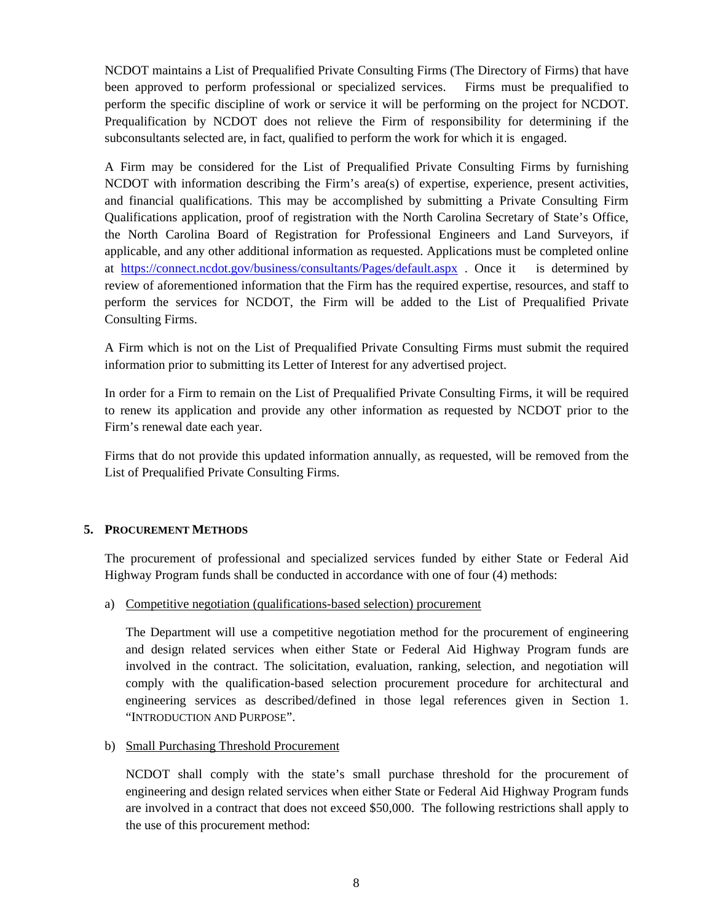NCDOT maintains a List of Prequalified Private Consulting Firms (The Directory of Firms) that have been approved to perform professional or specialized services. Firms must be prequalified to perform the specific discipline of work or service it will be performing on the project for NCDOT. Prequalification by NCDOT does not relieve the Firm of responsibility for determining if the subconsultants selected are, in fact, qualified to perform the work for which it is engaged.

A Firm may be considered for the List of Prequalified Private Consulting Firms by furnishing NCDOT with information describing the Firm's area(s) of expertise, experience, present activities, and financial qualifications. This may be accomplished by submitting a Private Consulting Firm Qualifications application, proof of registration with the North Carolina Secretary of State's Office, the North Carolina Board of Registration for Professional Engineers and Land Surveyors, if applicable, and any other additional information as requested. Applications must be completed online at https://connect.ncdot.gov/business/consultants/Pages/default.aspx . Once it is determined by review of aforementioned information that the Firm has the required expertise, resources, and staff to perform the services for NCDOT, the Firm will be added to the List of Prequalified Private Consulting Firms.

A Firm which is not on the List of Prequalified Private Consulting Firms must submit the required information prior to submitting its Letter of Interest for any advertised project.

In order for a Firm to remain on the List of Prequalified Private Consulting Firms, it will be required to renew its application and provide any other information as requested by NCDOT prior to the Firm's renewal date each year.

Firms that do not provide this updated information annually, as requested, will be removed from the List of Prequalified Private Consulting Firms.

## 5. PROCUREMENT METHODS

The procurement of professional and specialized services funded by either State or Federal Aid Highway Program funds shall be conducted in accordance with one of four (4) methods:

a) Competitive negotiation (qualifications-based selection) procurement

The Department will use a competitive negotiation method for the procurement of engineering and design related services when either State or Federal Aid Highway Program funds are involved in the contract. The solicitation, evaluation, ranking, selection, and negotiation will comply with the qualification-based selection procurement procedure for architectural and engineering services as described/defined in those legal references given in Section 1. "INTRODUCTION AND PURPOSE".

b) Small Purchasing Threshold Procurement

NCDOT shall comply with the state's small purchase threshold for the procurement of engineering and design related services when either State or Federal Aid Highway Program funds are involved in a contract that does not exceed $50,000. The following restrictions shall apply to the use of this procurement method: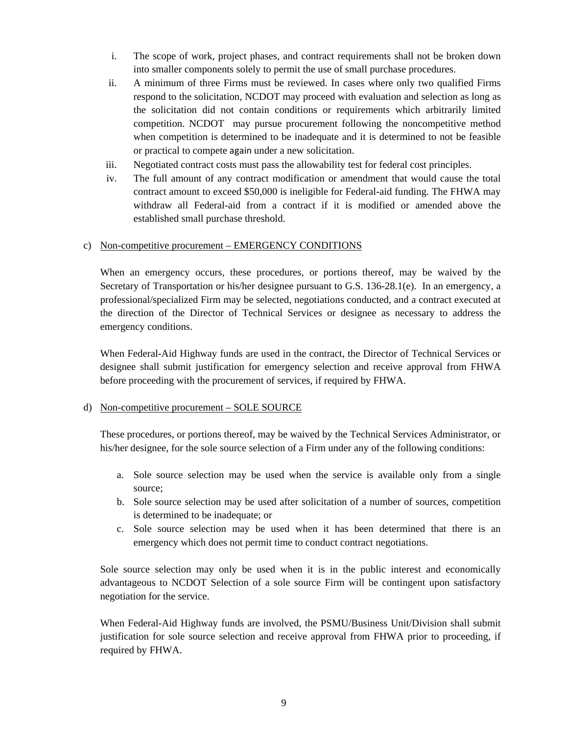i. The scope of work, project phases, and contract requirements shall not be broken down into smaller components solely to permit the use of small purchase procedures.
ii. A minimum of three Firms must be reviewed. In cases where only two qualified Firms respond to the solicitation, NCDOT may proceed with evaluation and selection as long as the solicitation did not contain conditions or requirements which arbitrarily limited competition. NCDOT may pursue procurement following the noncompetitive method when competition is determined to be inadequate and it is determined to not be feasible or practical to compete again under a new solicitation.
iii. Negotiated contract costs must pass the allowability test for federal cost principles.
iv. The full amount of any contract modification or amendment that would cause the total contract amount to exceed $50,000 is ineligible for Federal-aid funding. The FHWA may withdraw all Federal-aid from a contract if it is modified or amended above the established small purchase threshold.

c) <u>Non-competitive procurement – EMERGENCY CONDITIONS</u>

When an emergency occurs, these procedures, or portions thereof, may be waived by the Secretary of Transportation or his/her designee pursuant to G.S. 136-28.1(e). In an emergency, a professional/specialized Firm may be selected, negotiations conducted, and a contract executed at the direction of the Director of Technical Services or designee as necessary to address the emergency conditions.

When Federal-Aid Highway funds are used in the contract, the Director of Technical Services or designee shall submit justification for emergency selection and receive approval from FHWA before proceeding with the procurement of services, if required by FHWA.

d) <u>Non-competitive procurement – SOLE SOURCE</u>

These procedures, or portions thereof, may be waived by the Technical Services Administrator, or his/her designee, for the sole source selection of a Firm under any of the following conditions:

a. Sole source selection may be used when the service is available only from a single source;
b. Sole source selection may be used after solicitation of a number of sources, competition is determined to be inadequate; or
c. Sole source selection may be used when it has been determined that there is an emergency which does not permit time to conduct contract negotiations.

Sole source selection may only be used when it is in the public interest and economically advantageous to NCDOT Selection of a sole source Firm will be contingent upon satisfactory negotiation for the service.

When Federal-Aid Highway funds are involved, the PSMU/Business Unit/Division shall submit justification for sole source selection and receive approval from FHWA prior to proceeding, if required by FHWA.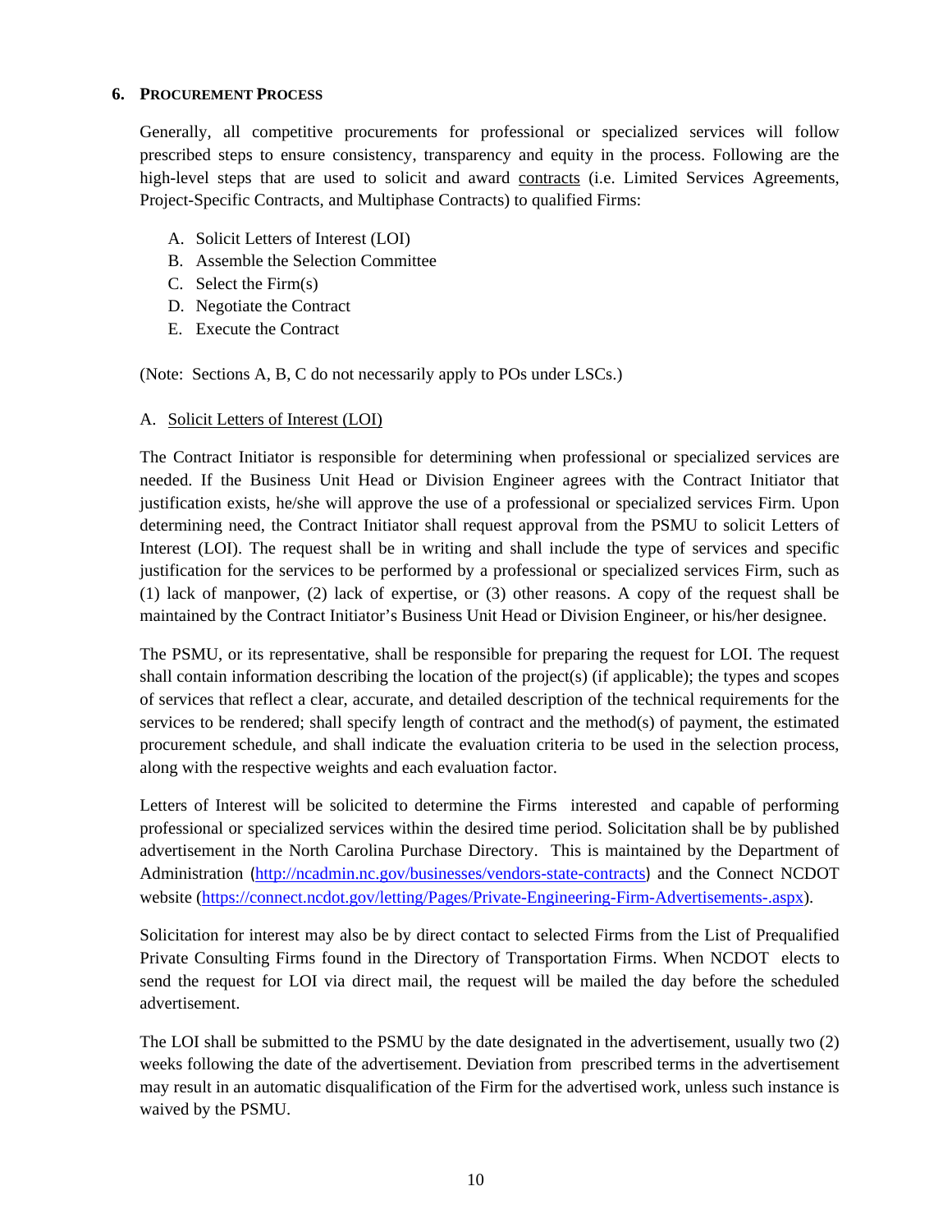## 6. PROCUREMENT PROCESS

Generally, all competitive procurements for professional or specialized services will follow prescribed steps to ensure consistency, transparency and equity in the process. Following are the high-level steps that are used to solicit and award contracts (i.e. Limited Services Agreements, Project-Specific Contracts, and Multiphase Contracts) to qualified Firms:

A. Solicit Letters of Interest (LOI)
B. Assemble the Selection Committee
C. Select the Firm(s)
D. Negotiate the Contract
E. Execute the Contract

(Note: Sections A, B, C do not necessarily apply to POs under LSCs.)

### A. Solicit Letters of Interest (LOI)

The Contract Initiator is responsible for determining when professional or specialized services are needed. If the Business Unit Head or Division Engineer agrees with the Contract Initiator that justification exists, he/she will approve the use of a professional or specialized services Firm. Upon determining need, the Contract Initiator shall request approval from the PSMU to solicit Letters of Interest (LOI). The request shall be in writing and shall include the type of services and specific justification for the services to be performed by a professional or specialized services Firm, such as (1) lack of manpower, (2) lack of expertise, or (3) other reasons. A copy of the request shall be maintained by the Contract Initiator's Business Unit Head or Division Engineer, or his/her designee.

The PSMU, or its representative, shall be responsible for preparing the request for LOI. The request shall contain information describing the location of the project(s) (if applicable); the types and scopes of services that reflect a clear, accurate, and detailed description of the technical requirements for the services to be rendered; shall specify length of contract and the method(s) of payment, the estimated procurement schedule, and shall indicate the evaluation criteria to be used in the selection process, along with the respective weights and each evaluation factor.

Letters of Interest will be solicited to determine the Firms interested and capable of performing professional or specialized services within the desired time period. Solicitation shall be by published advertisement in the North Carolina Purchase Directory. This is maintained by the Department of Administration (http://ncadmin.nc.gov/businesses/vendors-state-contracts) and the Connect NCDOT website (https://connect.ncdot.gov/letting/Pages/Private-Engineering-Firm-Advertisements-.aspx).

Solicitation for interest may also be by direct contact to selected Firms from the List of Prequalified Private Consulting Firms found in the Directory of Transportation Firms. When NCDOT elects to send the request for LOI via direct mail, the request will be mailed the day before the scheduled advertisement.

The LOI shall be submitted to the PSMU by the date designated in the advertisement, usually two (2) weeks following the date of the advertisement. Deviation from prescribed terms in the advertisement may result in an automatic disqualification of the Firm for the advertised work, unless such instance is waived by the PSMU.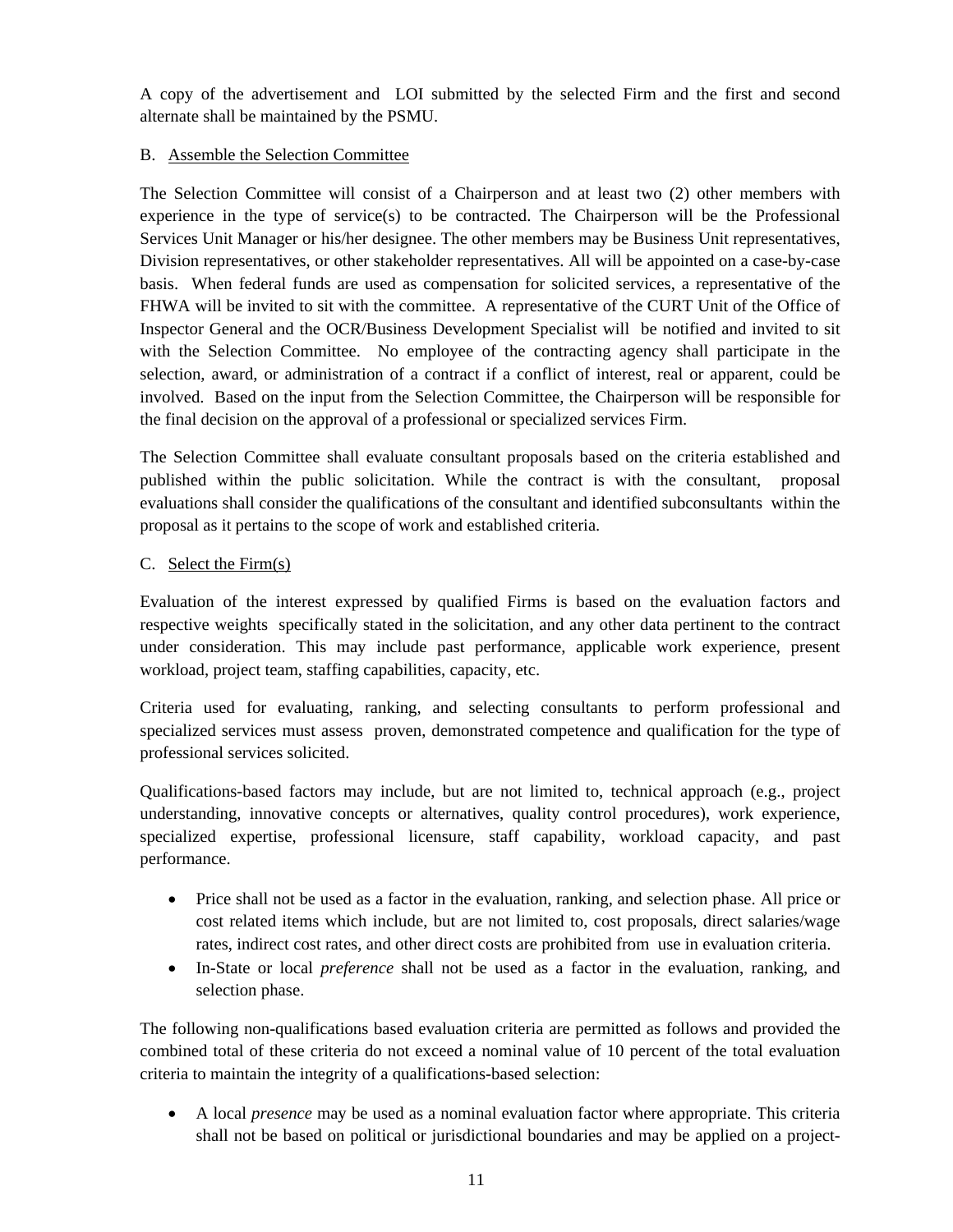A copy of the advertisement and LOI submitted by the selected Firm and the first and second alternate shall be maintained by the PSMU.

B. Assemble the Selection Committee

The Selection Committee will consist of a Chairperson and at least two (2) other members with experience in the type of service(s) to be contracted. The Chairperson will be the Professional Services Unit Manager or his/her designee. The other members may be Business Unit representatives, Division representatives, or other stakeholder representatives. All will be appointed on a case-by-case basis. When federal funds are used as compensation for solicited services, a representative of the FHWA will be invited to sit with the committee. A representative of the CURT Unit of the Office of Inspector General and the OCR/Business Development Specialist will be notified and invited to sit with the Selection Committee. No employee of the contracting agency shall participate in the selection, award, or administration of a contract if a conflict of interest, real or apparent, could be involved. Based on the input from the Selection Committee, the Chairperson will be responsible for the final decision on the approval of a professional or specialized services Firm.

The Selection Committee shall evaluate consultant proposals based on the criteria established and published within the public solicitation. While the contract is with the consultant, proposal evaluations shall consider the qualifications of the consultant and identified subconsultants within the proposal as it pertains to the scope of work and established criteria.

C. Select the Firm(s)

Evaluation of the interest expressed by qualified Firms is based on the evaluation factors and respective weights specifically stated in the solicitation, and any other data pertinent to the contract under consideration. This may include past performance, applicable work experience, present workload, project team, staffing capabilities, capacity, etc.

Criteria used for evaluating, ranking, and selecting consultants to perform professional and specialized services must assess proven, demonstrated competence and qualification for the type of professional services solicited.

Qualifications-based factors may include, but are not limited to, technical approach (e.g., project understanding, innovative concepts or alternatives, quality control procedures), work experience, specialized expertise, professional licensure, staff capability, workload capacity, and past performance.

- Price shall not be used as a factor in the evaluation, ranking, and selection phase. All price or cost related items which include, but are not limited to, cost proposals, direct salaries/wage rates, indirect cost rates, and other direct costs are prohibited from use in evaluation criteria.
- In-State or local *preference* shall not be used as a factor in the evaluation, ranking, and selection phase.

The following non-qualifications based evaluation criteria are permitted as follows and provided the combined total of these criteria do not exceed a nominal value of 10 percent of the total evaluation criteria to maintain the integrity of a qualifications-based selection:

- A local *presence* may be used as a nominal evaluation factor where appropriate. This criteria shall not be based on political or jurisdictional boundaries and may be applied on a project-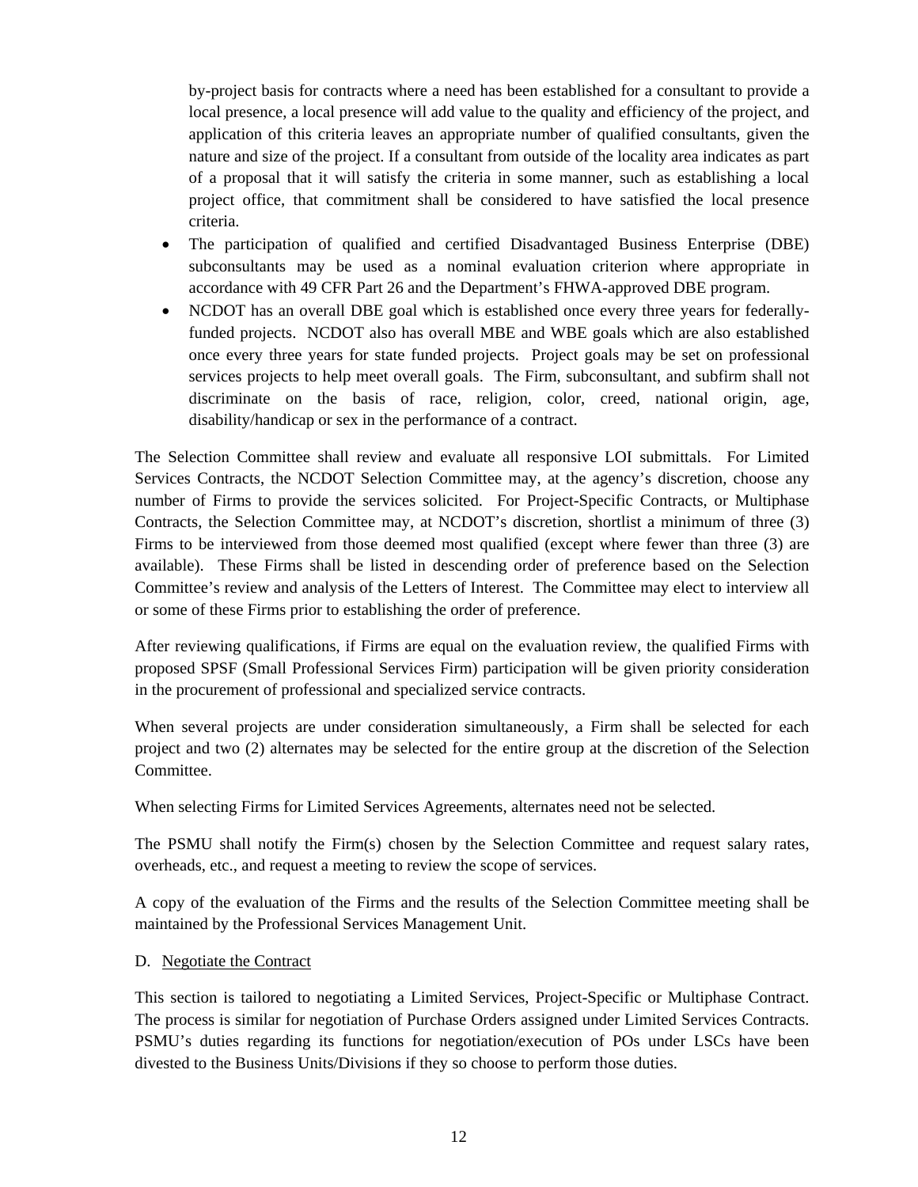by-project basis for contracts where a need has been established for a consultant to provide a local presence, a local presence will add value to the quality and efficiency of the project, and application of this criteria leaves an appropriate number of qualified consultants, given the nature and size of the project. If a consultant from outside of the locality area indicates as part of a proposal that it will satisfy the criteria in some manner, such as establishing a local project office, that commitment shall be considered to have satisfied the local presence criteria.

- The participation of qualified and certified Disadvantaged Business Enterprise (DBE) subconsultants may be used as a nominal evaluation criterion where appropriate in accordance with 49 CFR Part 26 and the Department's FHWA-approved DBE program.
- NCDOT has an overall DBE goal which is established once every three years for federally-funded projects. NCDOT also has overall MBE and WBE goals which are also established once every three years for state funded projects. Project goals may be set on professional services projects to help meet overall goals. The Firm, subconsultant, and subfirm shall not discriminate on the basis of race, religion, color, creed, national origin, age, disability/handicap or sex in the performance of a contract.

The Selection Committee shall review and evaluate all responsive LOI submittals. For Limited Services Contracts, the NCDOT Selection Committee may, at the agency's discretion, choose any number of Firms to provide the services solicited. For Project-Specific Contracts, or Multiphase Contracts, the Selection Committee may, at NCDOT's discretion, shortlist a minimum of three (3) Firms to be interviewed from those deemed most qualified (except where fewer than three (3) are available). These Firms shall be listed in descending order of preference based on the Selection Committee's review and analysis of the Letters of Interest. The Committee may elect to interview all or some of these Firms prior to establishing the order of preference.

After reviewing qualifications, if Firms are equal on the evaluation review, the qualified Firms with proposed SPSF (Small Professional Services Firm) participation will be given priority consideration in the procurement of professional and specialized service contracts.

When several projects are under consideration simultaneously, a Firm shall be selected for each project and two (2) alternates may be selected for the entire group at the discretion of the Selection Committee.

When selecting Firms for Limited Services Agreements, alternates need not be selected.

The PSMU shall notify the Firm(s) chosen by the Selection Committee and request salary rates, overheads, etc., and request a meeting to review the scope of services.

A copy of the evaluation of the Firms and the results of the Selection Committee meeting shall be maintained by the Professional Services Management Unit.

D. <u>Negotiate the Contract</u>

This section is tailored to negotiating a Limited Services, Project-Specific or Multiphase Contract. The process is similar for negotiation of Purchase Orders assigned under Limited Services Contracts. PSMU's duties regarding its functions for negotiation/execution of POs under LSCs have been divested to the Business Units/Divisions if they so choose to perform those duties.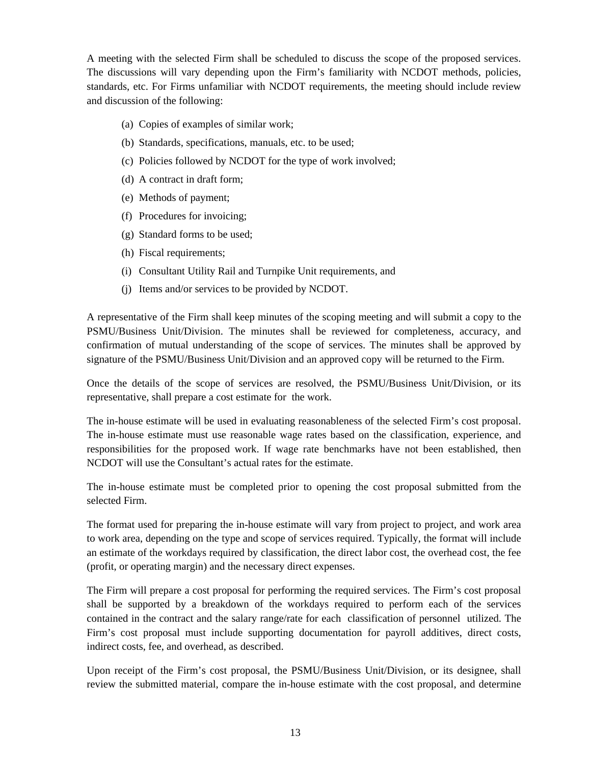A meeting with the selected Firm shall be scheduled to discuss the scope of the proposed services. The discussions will vary depending upon the Firm's familiarity with NCDOT methods, policies, standards, etc. For Firms unfamiliar with NCDOT requirements, the meeting should include review and discussion of the following:

(a) Copies of examples of similar work;

(b) Standards, specifications, manuals, etc. to be used;

(c) Policies followed by NCDOT for the type of work involved;

(d) A contract in draft form;

(e) Methods of payment;

(f) Procedures for invoicing;

(g) Standard forms to be used;

(h) Fiscal requirements;

(i) Consultant Utility Rail and Turnpike Unit requirements, and

(j) Items and/or services to be provided by NCDOT.

A representative of the Firm shall keep minutes of the scoping meeting and will submit a copy to the PSMU/Business Unit/Division. The minutes shall be reviewed for completeness, accuracy, and confirmation of mutual understanding of the scope of services. The minutes shall be approved by signature of the PSMU/Business Unit/Division and an approved copy will be returned to the Firm.

Once the details of the scope of services are resolved, the PSMU/Business Unit/Division, or its representative, shall prepare a cost estimate for the work.

The in-house estimate will be used in evaluating reasonableness of the selected Firm's cost proposal. The in-house estimate must use reasonable wage rates based on the classification, experience, and responsibilities for the proposed work. If wage rate benchmarks have not been established, then NCDOT will use the Consultant's actual rates for the estimate.

The in-house estimate must be completed prior to opening the cost proposal submitted from the selected Firm.

The format used for preparing the in-house estimate will vary from project to project, and work area to work area, depending on the type and scope of services required. Typically, the format will include an estimate of the workdays required by classification, the direct labor cost, the overhead cost, the fee (profit, or operating margin) and the necessary direct expenses.

The Firm will prepare a cost proposal for performing the required services. The Firm's cost proposal shall be supported by a breakdown of the workdays required to perform each of the services contained in the contract and the salary range/rate for each classification of personnel utilized. The Firm's cost proposal must include supporting documentation for payroll additives, direct costs, indirect costs, fee, and overhead, as described.

Upon receipt of the Firm's cost proposal, the PSMU/Business Unit/Division, or its designee, shall review the submitted material, compare the in-house estimate with the cost proposal, and determine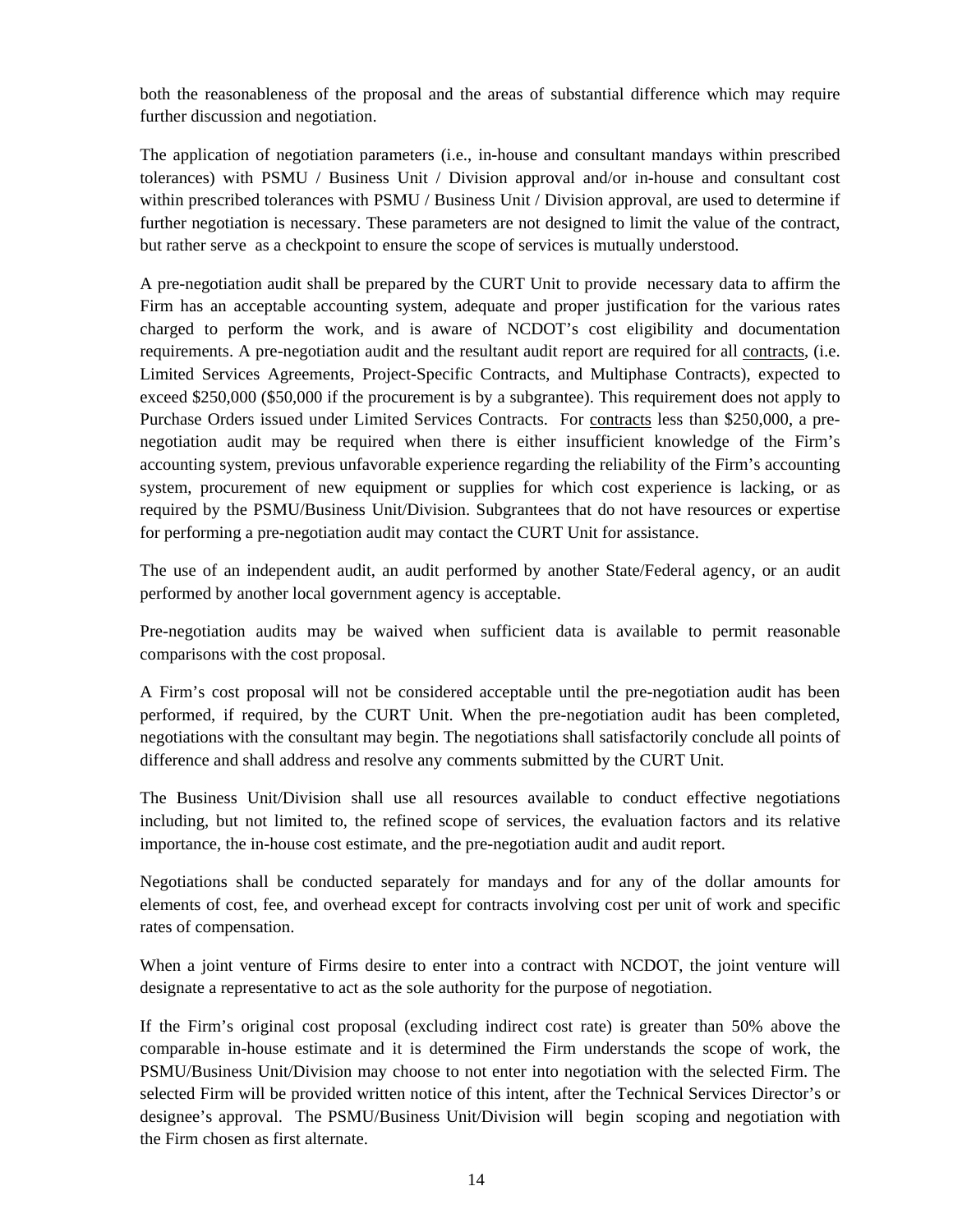both the reasonableness of the proposal and the areas of substantial difference which may require further discussion and negotiation.

The application of negotiation parameters (i.e., in-house and consultant mandays within prescribed tolerances) with PSMU / Business Unit / Division approval and/or in-house and consultant cost within prescribed tolerances with PSMU / Business Unit / Division approval, are used to determine if further negotiation is necessary. These parameters are not designed to limit the value of the contract, but rather serve as a checkpoint to ensure the scope of services is mutually understood.

A pre-negotiation audit shall be prepared by the CURT Unit to provide necessary data to affirm the Firm has an acceptable accounting system, adequate and proper justification for the various rates charged to perform the work, and is aware of NCDOT's cost eligibility and documentation requirements. A pre-negotiation audit and the resultant audit report are required for all contracts, (i.e. Limited Services Agreements, Project-Specific Contracts, and Multiphase Contracts), expected to exceed $250,000 ($50,000 if the procurement is by a subgrantee). This requirement does not apply to Purchase Orders issued under Limited Services Contracts. For contracts less than $250,000, a pre-negotiation audit may be required when there is either insufficient knowledge of the Firm's accounting system, previous unfavorable experience regarding the reliability of the Firm's accounting system, procurement of new equipment or supplies for which cost experience is lacking, or as required by the PSMU/Business Unit/Division. Subgrantees that do not have resources or expertise for performing a pre-negotiation audit may contact the CURT Unit for assistance.

The use of an independent audit, an audit performed by another State/Federal agency, or an audit performed by another local government agency is acceptable.

Pre-negotiation audits may be waived when sufficient data is available to permit reasonable comparisons with the cost proposal.

A Firm's cost proposal will not be considered acceptable until the pre-negotiation audit has been performed, if required, by the CURT Unit. When the pre-negotiation audit has been completed, negotiations with the consultant may begin. The negotiations shall satisfactorily conclude all points of difference and shall address and resolve any comments submitted by the CURT Unit.

The Business Unit/Division shall use all resources available to conduct effective negotiations including, but not limited to, the refined scope of services, the evaluation factors and its relative importance, the in-house cost estimate, and the pre-negotiation audit and audit report.

Negotiations shall be conducted separately for mandays and for any of the dollar amounts for elements of cost, fee, and overhead except for contracts involving cost per unit of work and specific rates of compensation.

When a joint venture of Firms desire to enter into a contract with NCDOT, the joint venture will designate a representative to act as the sole authority for the purpose of negotiation.

If the Firm's original cost proposal (excluding indirect cost rate) is greater than 50% above the comparable in-house estimate and it is determined the Firm understands the scope of work, the PSMU/Business Unit/Division may choose to not enter into negotiation with the selected Firm. The selected Firm will be provided written notice of this intent, after the Technical Services Director's or designee's approval. The PSMU/Business Unit/Division will begin scoping and negotiation with the Firm chosen as first alternate.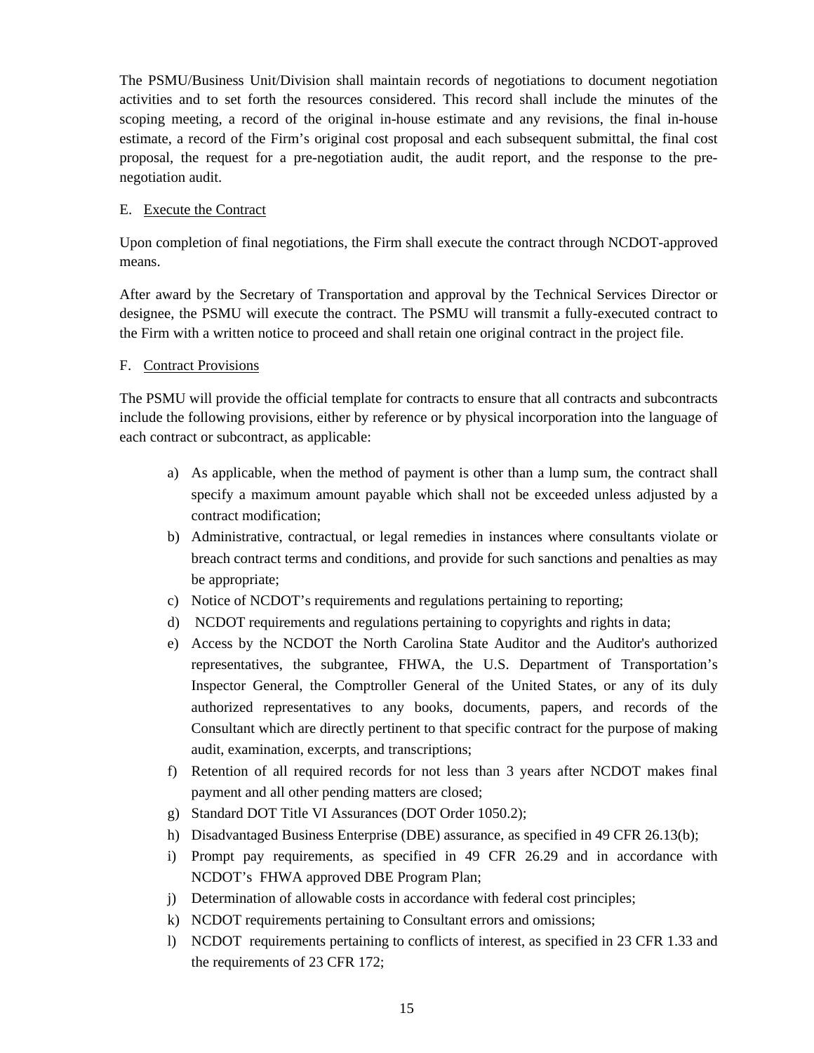The PSMU/Business Unit/Division shall maintain records of negotiations to document negotiation activities and to set forth the resources considered. This record shall include the minutes of the scoping meeting, a record of the original in-house estimate and any revisions, the final in-house estimate, a record of the Firm's original cost proposal and each subsequent submittal, the final cost proposal, the request for a pre-negotiation audit, the audit report, and the response to the pre-negotiation audit.

E. <u>Execute the Contract</u>

Upon completion of final negotiations, the Firm shall execute the contract through NCDOT-approved means.

After award by the Secretary of Transportation and approval by the Technical Services Director or designee, the PSMU will execute the contract. The PSMU will transmit a fully-executed contract to the Firm with a written notice to proceed and shall retain one original contract in the project file.

F. <u>Contract Provisions</u>

The PSMU will provide the official template for contracts to ensure that all contracts and subcontracts include the following provisions, either by reference or by physical incorporation into the language of each contract or subcontract, as applicable:

a) As applicable, when the method of payment is other than a lump sum, the contract shall specify a maximum amount payable which shall not be exceeded unless adjusted by a contract modification;
b) Administrative, contractual, or legal remedies in instances where consultants violate or breach contract terms and conditions, and provide for such sanctions and penalties as may be appropriate;
c) Notice of NCDOT's requirements and regulations pertaining to reporting;
d) NCDOT requirements and regulations pertaining to copyrights and rights in data;
e) Access by the NCDOT the North Carolina State Auditor and the Auditor's authorized representatives, the subgrantee, FHWA, the U.S. Department of Transportation's Inspector General, the Comptroller General of the United States, or any of its duly authorized representatives to any books, documents, papers, and records of the Consultant which are directly pertinent to that specific contract for the purpose of making audit, examination, excerpts, and transcriptions;
f) Retention of all required records for not less than 3 years after NCDOT makes final payment and all other pending matters are closed;
g) Standard DOT Title VI Assurances (DOT Order 1050.2);
h) Disadvantaged Business Enterprise (DBE) assurance, as specified in 49 CFR 26.13(b);
i) Prompt pay requirements, as specified in 49 CFR 26.29 and in accordance with NCDOT's FHWA approved DBE Program Plan;
j) Determination of allowable costs in accordance with federal cost principles;
k) NCDOT requirements pertaining to Consultant errors and omissions;
l) NCDOT requirements pertaining to conflicts of interest, as specified in 23 CFR 1.33 and the requirements of 23 CFR 172;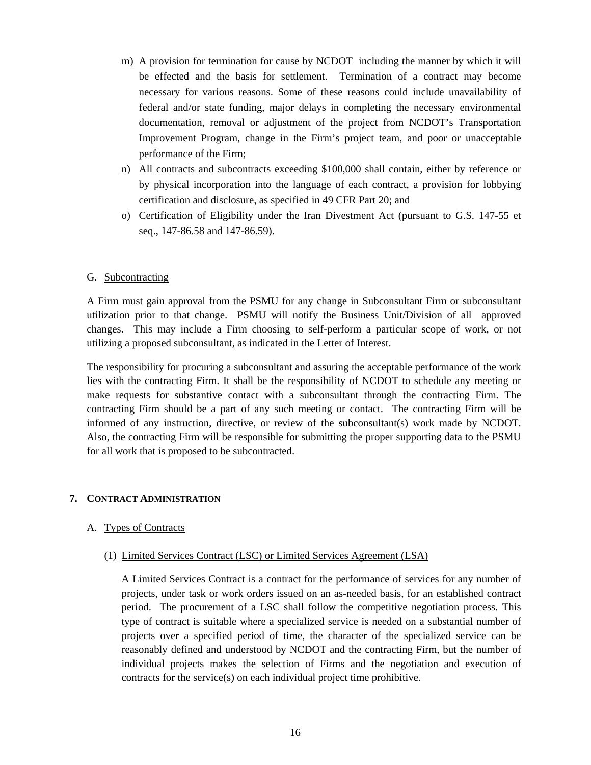m) A provision for termination for cause by NCDOT including the manner by which it will be effected and the basis for settlement. Termination of a contract may become necessary for various reasons. Some of these reasons could include unavailability of federal and/or state funding, major delays in completing the necessary environmental documentation, removal or adjustment of the project from NCDOT's Transportation Improvement Program, change in the Firm's project team, and poor or unacceptable performance of the Firm;

n) All contracts and subcontracts exceeding $100,000 shall contain, either by reference or by physical incorporation into the language of each contract, a provision for lobbying certification and disclosure, as specified in 49 CFR Part 20; and

o) Certification of Eligibility under the Iran Divestment Act (pursuant to G.S. 147-55 et seq., 147-86.58 and 147-86.59).

G. Subcontracting

A Firm must gain approval from the PSMU for any change in Subconsultant Firm or subconsultant utilization prior to that change. PSMU will notify the Business Unit/Division of all approved changes. This may include a Firm choosing to self-perform a particular scope of work, or not utilizing a proposed subconsultant, as indicated in the Letter of Interest.

The responsibility for procuring a subconsultant and assuring the acceptable performance of the work lies with the contracting Firm. It shall be the responsibility of NCDOT to schedule any meeting or make requests for substantive contact with a subconsultant through the contracting Firm. The contracting Firm should be a part of any such meeting or contact. The contracting Firm will be informed of any instruction, directive, or review of the subconsultant(s) work made by NCDOT. Also, the contracting Firm will be responsible for submitting the proper supporting data to the PSMU for all work that is proposed to be subcontracted.

## 7. CONTRACT ADMINISTRATION

A. Types of Contracts

(1) Limited Services Contract (LSC) or Limited Services Agreement (LSA)

A Limited Services Contract is a contract for the performance of services for any number of projects, under task or work orders issued on an as-needed basis, for an established contract period. The procurement of a LSC shall follow the competitive negotiation process. This type of contract is suitable where a specialized service is needed on a substantial number of projects over a specified period of time, the character of the specialized service can be reasonably defined and understood by NCDOT and the contracting Firm, but the number of individual projects makes the selection of Firms and the negotiation and execution of contracts for the service(s) on each individual project time prohibitive.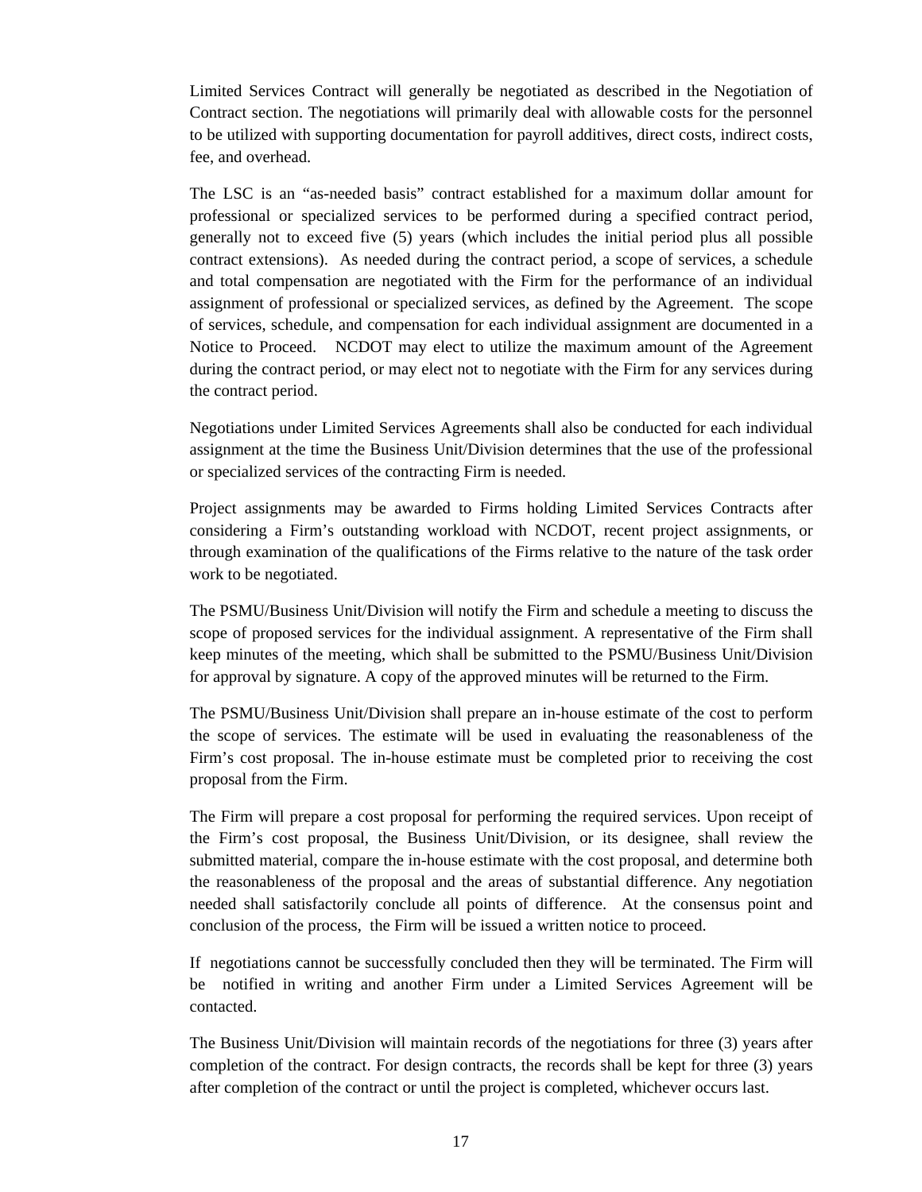Limited Services Contract will generally be negotiated as described in the Negotiation of Contract section. The negotiations will primarily deal with allowable costs for the personnel to be utilized with supporting documentation for payroll additives, direct costs, indirect costs, fee, and overhead.

The LSC is an "as-needed basis" contract established for a maximum dollar amount for professional or specialized services to be performed during a specified contract period, generally not to exceed five (5) years (which includes the initial period plus all possible contract extensions). As needed during the contract period, a scope of services, a schedule and total compensation are negotiated with the Firm for the performance of an individual assignment of professional or specialized services, as defined by the Agreement. The scope of services, schedule, and compensation for each individual assignment are documented in a Notice to Proceed. NCDOT may elect to utilize the maximum amount of the Agreement during the contract period, or may elect not to negotiate with the Firm for any services during the contract period.

Negotiations under Limited Services Agreements shall also be conducted for each individual assignment at the time the Business Unit/Division determines that the use of the professional or specialized services of the contracting Firm is needed.

Project assignments may be awarded to Firms holding Limited Services Contracts after considering a Firm's outstanding workload with NCDOT, recent project assignments, or through examination of the qualifications of the Firms relative to the nature of the task order work to be negotiated.

The PSMU/Business Unit/Division will notify the Firm and schedule a meeting to discuss the scope of proposed services for the individual assignment. A representative of the Firm shall keep minutes of the meeting, which shall be submitted to the PSMU/Business Unit/Division for approval by signature. A copy of the approved minutes will be returned to the Firm.

The PSMU/Business Unit/Division shall prepare an in-house estimate of the cost to perform the scope of services. The estimate will be used in evaluating the reasonableness of the Firm's cost proposal. The in-house estimate must be completed prior to receiving the cost proposal from the Firm.

The Firm will prepare a cost proposal for performing the required services. Upon receipt of the Firm's cost proposal, the Business Unit/Division, or its designee, shall review the submitted material, compare the in-house estimate with the cost proposal, and determine both the reasonableness of the proposal and the areas of substantial difference. Any negotiation needed shall satisfactorily conclude all points of difference. At the consensus point and conclusion of the process, the Firm will be issued a written notice to proceed.

If negotiations cannot be successfully concluded then they will be terminated. The Firm will be notified in writing and another Firm under a Limited Services Agreement will be contacted.

The Business Unit/Division will maintain records of the negotiations for three (3) years after completion of the contract. For design contracts, the records shall be kept for three (3) years after completion of the contract or until the project is completed, whichever occurs last.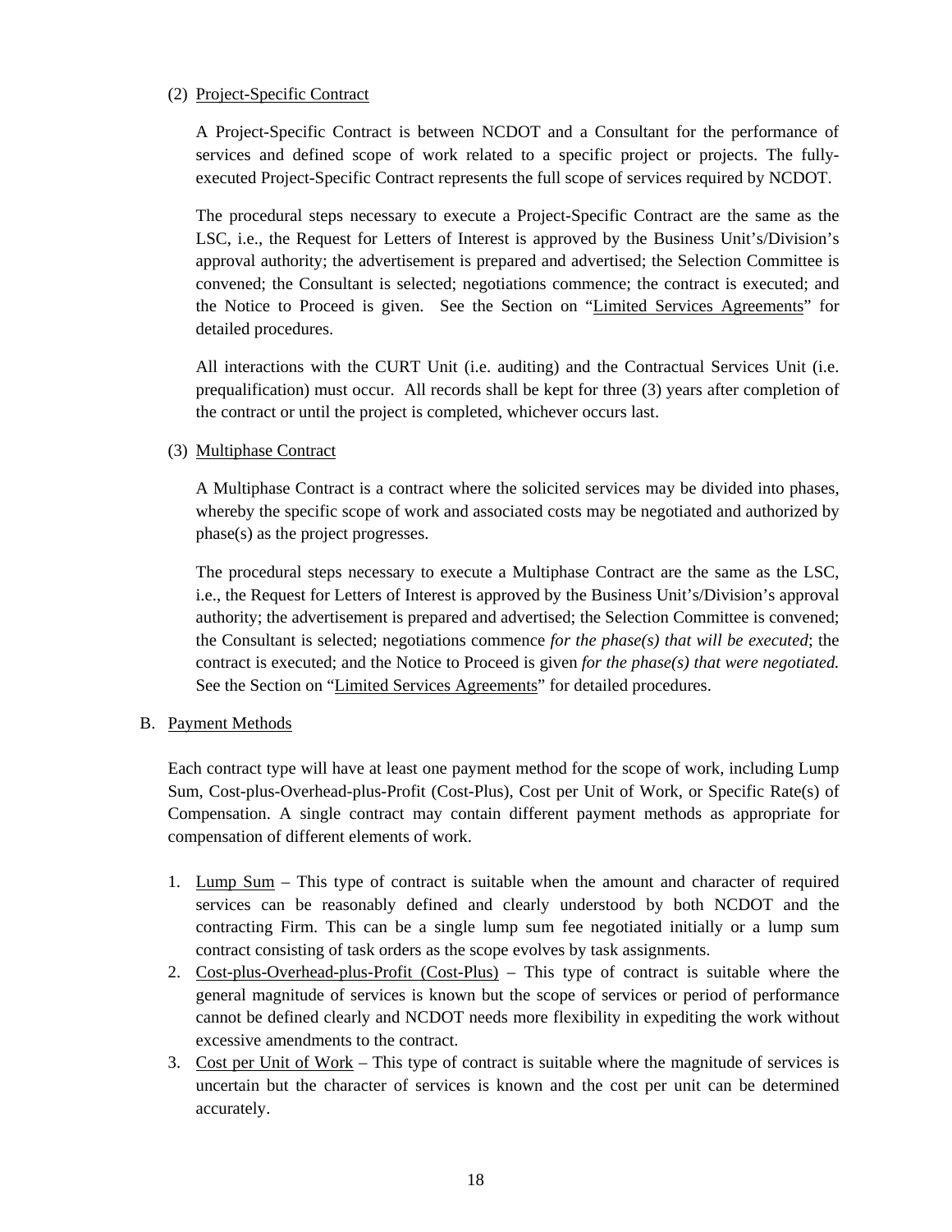(2) Project-Specific Contract

A Project-Specific Contract is between NCDOT and a Consultant for the performance of services and defined scope of work related to a specific project or projects. The fully-executed Project-Specific Contract represents the full scope of services required by NCDOT.

The procedural steps necessary to execute a Project-Specific Contract are the same as the LSC, i.e., the Request for Letters of Interest is approved by the Business Unit's/Division's approval authority; the advertisement is prepared and advertised; the Selection Committee is convened; the Consultant is selected; negotiations commence; the contract is executed; and the Notice to Proceed is given. See the Section on "Limited Services Agreements" for detailed procedures.

All interactions with the CURT Unit (i.e. auditing) and the Contractual Services Unit (i.e. prequalification) must occur. All records shall be kept for three (3) years after completion of the contract or until the project is completed, whichever occurs last.

(3) Multiphase Contract

A Multiphase Contract is a contract where the solicited services may be divided into phases, whereby the specific scope of work and associated costs may be negotiated and authorized by phase(s) as the project progresses.

The procedural steps necessary to execute a Multiphase Contract are the same as the LSC, i.e., the Request for Letters of Interest is approved by the Business Unit's/Division's approval authority; the advertisement is prepared and advertised; the Selection Committee is convened; the Consultant is selected; negotiations commence *for the phase(s) that will be executed*; the contract is executed; and the Notice to Proceed is given *for the phase(s) that were negotiated.* See the Section on "Limited Services Agreements" for detailed procedures.

B. Payment Methods

Each contract type will have at least one payment method for the scope of work, including Lump Sum, Cost-plus-Overhead-plus-Profit (Cost-Plus), Cost per Unit of Work, or Specific Rate(s) of Compensation. A single contract may contain different payment methods as appropriate for compensation of different elements of work.

1. Lump Sum – This type of contract is suitable when the amount and character of required services can be reasonably defined and clearly understood by both NCDOT and the contracting Firm. This can be a single lump sum fee negotiated initially or a lump sum contract consisting of task orders as the scope evolves by task assignments.
2. Cost-plus-Overhead-plus-Profit (Cost-Plus) – This type of contract is suitable where the general magnitude of services is known but the scope of services or period of performance cannot be defined clearly and NCDOT needs more flexibility in expediting the work without excessive amendments to the contract.
3. Cost per Unit of Work – This type of contract is suitable where the magnitude of services is uncertain but the character of services is known and the cost per unit can be determined accurately.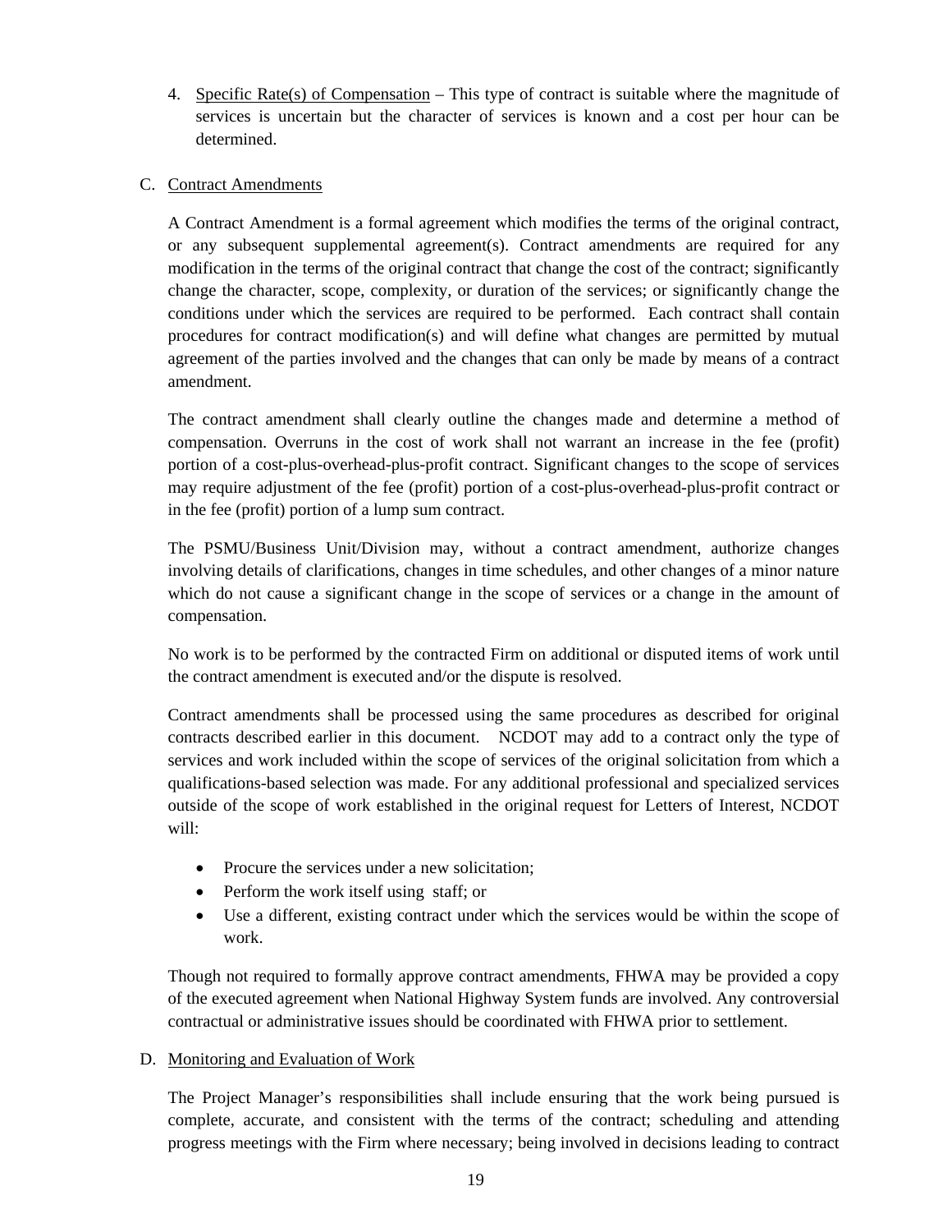4. Specific Rate(s) of Compensation – This type of contract is suitable where the magnitude of services is uncertain but the character of services is known and a cost per hour can be determined.

C. Contract Amendments

A Contract Amendment is a formal agreement which modifies the terms of the original contract, or any subsequent supplemental agreement(s). Contract amendments are required for any modification in the terms of the original contract that change the cost of the contract; significantly change the character, scope, complexity, or duration of the services; or significantly change the conditions under which the services are required to be performed. Each contract shall contain procedures for contract modification(s) and will define what changes are permitted by mutual agreement of the parties involved and the changes that can only be made by means of a contract amendment.

The contract amendment shall clearly outline the changes made and determine a method of compensation. Overruns in the cost of work shall not warrant an increase in the fee (profit) portion of a cost-plus-overhead-plus-profit contract. Significant changes to the scope of services may require adjustment of the fee (profit) portion of a cost-plus-overhead-plus-profit contract or in the fee (profit) portion of a lump sum contract.

The PSMU/Business Unit/Division may, without a contract amendment, authorize changes involving details of clarifications, changes in time schedules, and other changes of a minor nature which do not cause a significant change in the scope of services or a change in the amount of compensation.

No work is to be performed by the contracted Firm on additional or disputed items of work until the contract amendment is executed and/or the dispute is resolved.

Contract amendments shall be processed using the same procedures as described for original contracts described earlier in this document. NCDOT may add to a contract only the type of services and work included within the scope of services of the original solicitation from which a qualifications-based selection was made. For any additional professional and specialized services outside of the scope of work established in the original request for Letters of Interest, NCDOT will:

- Procure the services under a new solicitation;
- Perform the work itself using staff; or
- Use a different, existing contract under which the services would be within the scope of work.

Though not required to formally approve contract amendments, FHWA may be provided a copy of the executed agreement when National Highway System funds are involved. Any controversial contractual or administrative issues should be coordinated with FHWA prior to settlement.

D. Monitoring and Evaluation of Work

The Project Manager's responsibilities shall include ensuring that the work being pursued is complete, accurate, and consistent with the terms of the contract; scheduling and attending progress meetings with the Firm where necessary; being involved in decisions leading to contract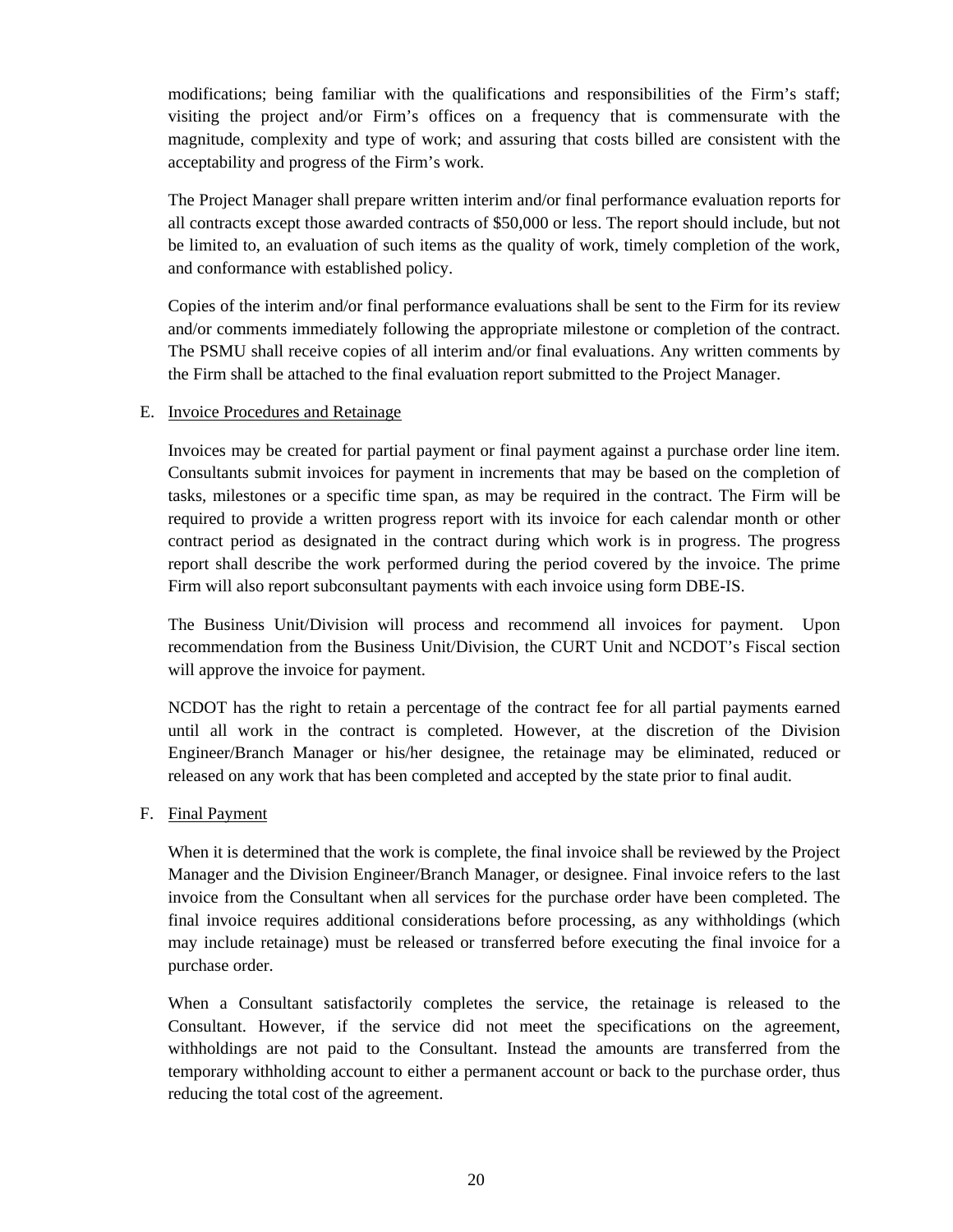modifications; being familiar with the qualifications and responsibilities of the Firm's staff; visiting the project and/or Firm's offices on a frequency that is commensurate with the magnitude, complexity and type of work; and assuring that costs billed are consistent with the acceptability and progress of the Firm's work.

The Project Manager shall prepare written interim and/or final performance evaluation reports for all contracts except those awarded contracts of $50,000 or less. The report should include, but not be limited to, an evaluation of such items as the quality of work, timely completion of the work, and conformance with established policy.

Copies of the interim and/or final performance evaluations shall be sent to the Firm for its review and/or comments immediately following the appropriate milestone or completion of the contract. The PSMU shall receive copies of all interim and/or final evaluations. Any written comments by the Firm shall be attached to the final evaluation report submitted to the Project Manager.

E. Invoice Procedures and Retainage

Invoices may be created for partial payment or final payment against a purchase order line item. Consultants submit invoices for payment in increments that may be based on the completion of tasks, milestones or a specific time span, as may be required in the contract. The Firm will be required to provide a written progress report with its invoice for each calendar month or other contract period as designated in the contract during which work is in progress. The progress report shall describe the work performed during the period covered by the invoice. The prime Firm will also report subconsultant payments with each invoice using form DBE-IS.

The Business Unit/Division will process and recommend all invoices for payment. Upon recommendation from the Business Unit/Division, the CURT Unit and NCDOT's Fiscal section will approve the invoice for payment.

NCDOT has the right to retain a percentage of the contract fee for all partial payments earned until all work in the contract is completed. However, at the discretion of the Division Engineer/Branch Manager or his/her designee, the retainage may be eliminated, reduced or released on any work that has been completed and accepted by the state prior to final audit.

F. Final Payment

When it is determined that the work is complete, the final invoice shall be reviewed by the Project Manager and the Division Engineer/Branch Manager, or designee. Final invoice refers to the last invoice from the Consultant when all services for the purchase order have been completed. The final invoice requires additional considerations before processing, as any withholdings (which may include retainage) must be released or transferred before executing the final invoice for a purchase order.

When a Consultant satisfactorily completes the service, the retainage is released to the Consultant. However, if the service did not meet the specifications on the agreement, withholdings are not paid to the Consultant. Instead the amounts are transferred from the temporary withholding account to either a permanent account or back to the purchase order, thus reducing the total cost of the agreement.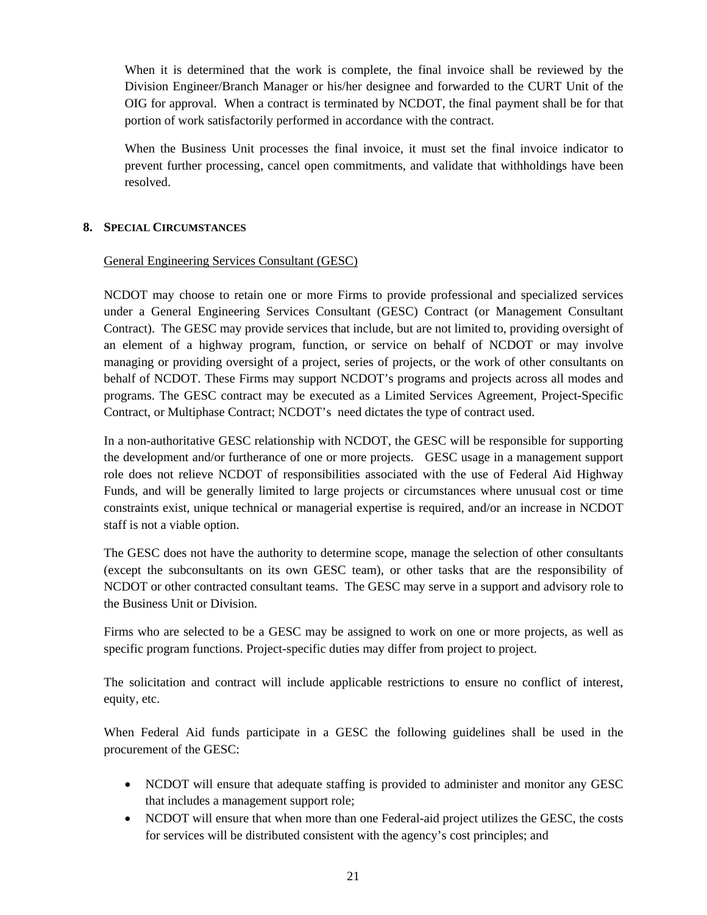When it is determined that the work is complete, the final invoice shall be reviewed by the Division Engineer/Branch Manager or his/her designee and forwarded to the CURT Unit of the OIG for approval. When a contract is terminated by NCDOT, the final payment shall be for that portion of work satisfactorily performed in accordance with the contract.

When the Business Unit processes the final invoice, it must set the final invoice indicator to prevent further processing, cancel open commitments, and validate that withholdings have been resolved.

## 8. Special Circumstances

<u>General Engineering Services Consultant (GESC)</u>

NCDOT may choose to retain one or more Firms to provide professional and specialized services under a General Engineering Services Consultant (GESC) Contract (or Management Consultant Contract). The GESC may provide services that include, but are not limited to, providing oversight of an element of a highway program, function, or service on behalf of NCDOT or may involve managing or providing oversight of a project, series of projects, or the work of other consultants on behalf of NCDOT. These Firms may support NCDOT's programs and projects across all modes and programs. The GESC contract may be executed as a Limited Services Agreement, Project-Specific Contract, or Multiphase Contract; NCDOT's need dictates the type of contract used.

In a non-authoritative GESC relationship with NCDOT, the GESC will be responsible for supporting the development and/or furtherance of one or more projects. GESC usage in a management support role does not relieve NCDOT of responsibilities associated with the use of Federal Aid Highway Funds, and will be generally limited to large projects or circumstances where unusual cost or time constraints exist, unique technical or managerial expertise is required, and/or an increase in NCDOT staff is not a viable option.

The GESC does not have the authority to determine scope, manage the selection of other consultants (except the subconsultants on its own GESC team), or other tasks that are the responsibility of NCDOT or other contracted consultant teams. The GESC may serve in a support and advisory role to the Business Unit or Division.

Firms who are selected to be a GESC may be assigned to work on one or more projects, as well as specific program functions. Project-specific duties may differ from project to project.

The solicitation and contract will include applicable restrictions to ensure no conflict of interest, equity, etc.

When Federal Aid funds participate in a GESC the following guidelines shall be used in the procurement of the GESC:

- NCDOT will ensure that adequate staffing is provided to administer and monitor any GESC that includes a management support role;
- NCDOT will ensure that when more than one Federal-aid project utilizes the GESC, the costs for services will be distributed consistent with the agency's cost principles; and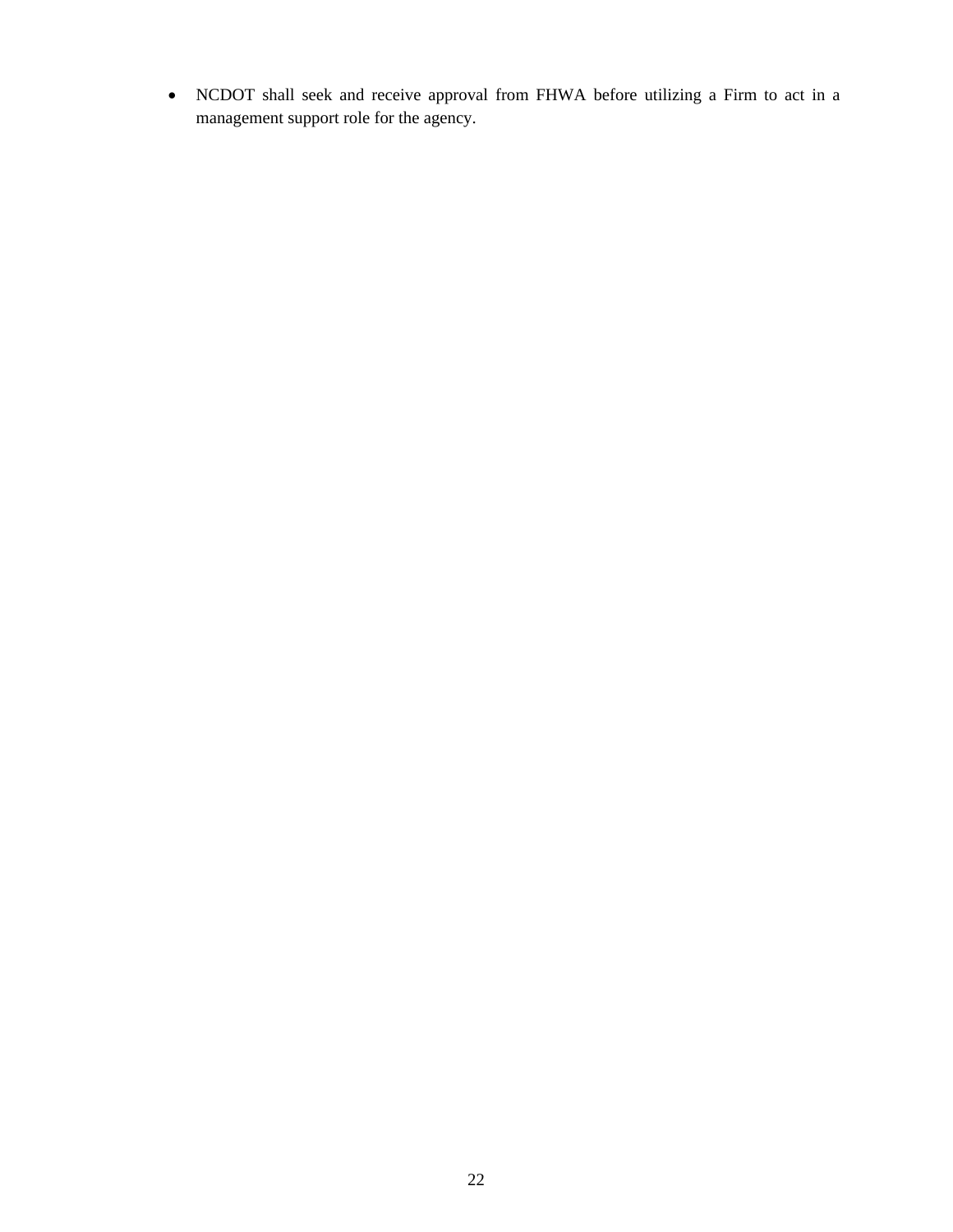- NCDOT shall seek and receive approval from FHWA before utilizing a Firm to act in a management support role for the agency.